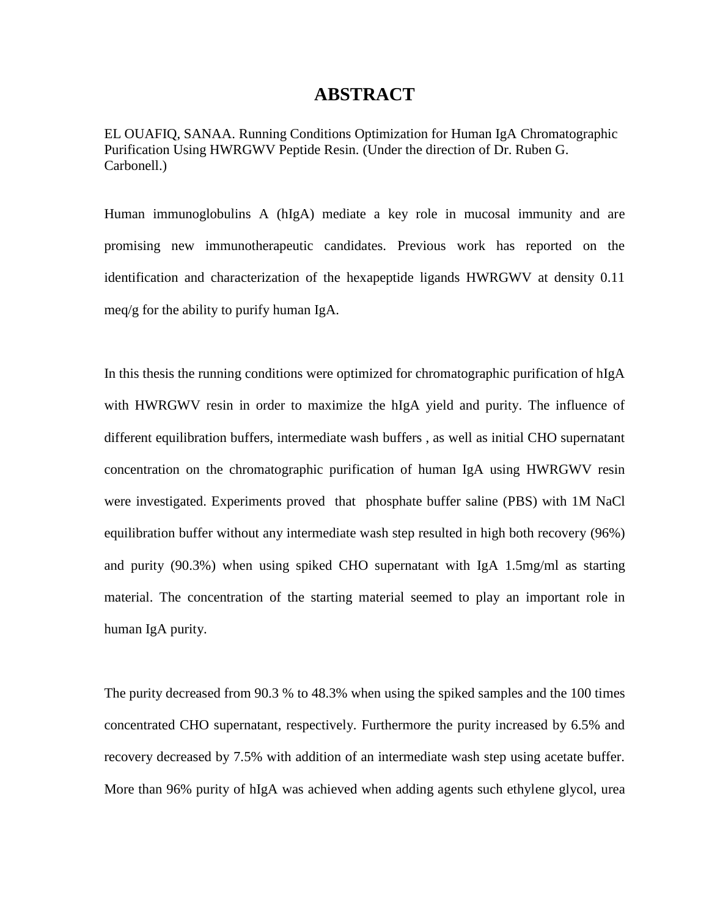# ABSTRACT

EL OUAFIQ, SANAA. Running Conditions Optimization for Human IgA Chromatographic Purification Using HWRGWV Peptide Resin. (Under the direction of Dr. Ruben G. Carbonell.)

Human immunoglobulins A (hIgA) mediate a key role in mucosal immunity and are promising new immunotherapeutic candidates. Previous work has reported on the identification and characterization of the hexapeptide ligands HWRGWV at density 0.11 meq/g for the ability to purify human IgA.

In this thesis the running conditions were optimized for chromatographic purification of hIgA with HWRGWV resin in order to maximize the hIgA yield and purity. The influence of different equilibration buffers, intermediate wash buffers , as well as initial CHO supernatant concentration on the chromatographic purification of human IgA using HWRGWV resin were investigated. Experiments proved that phosphate buffer saline (PBS) with 1M NaCl equilibration buffer without any intermediate wash step resulted in high both recovery (96%) and purity (90.3%) when using spiked CHO supernatant with IgA 1.5mg/ml as starting material. The concentration of the starting material seemed to play an important role in human IgA purity.

The purity decreased from 90.3 % to 48.3% when using the spiked samples and the 100 times concentrated CHO supernatant, respectively. Furthermore the purity increased by 6.5% and recovery decreased by 7.5% with addition of an intermediate wash step using acetate buffer. More than 96% purity of hIgA was achieved when adding agents such ethylene glycol, urea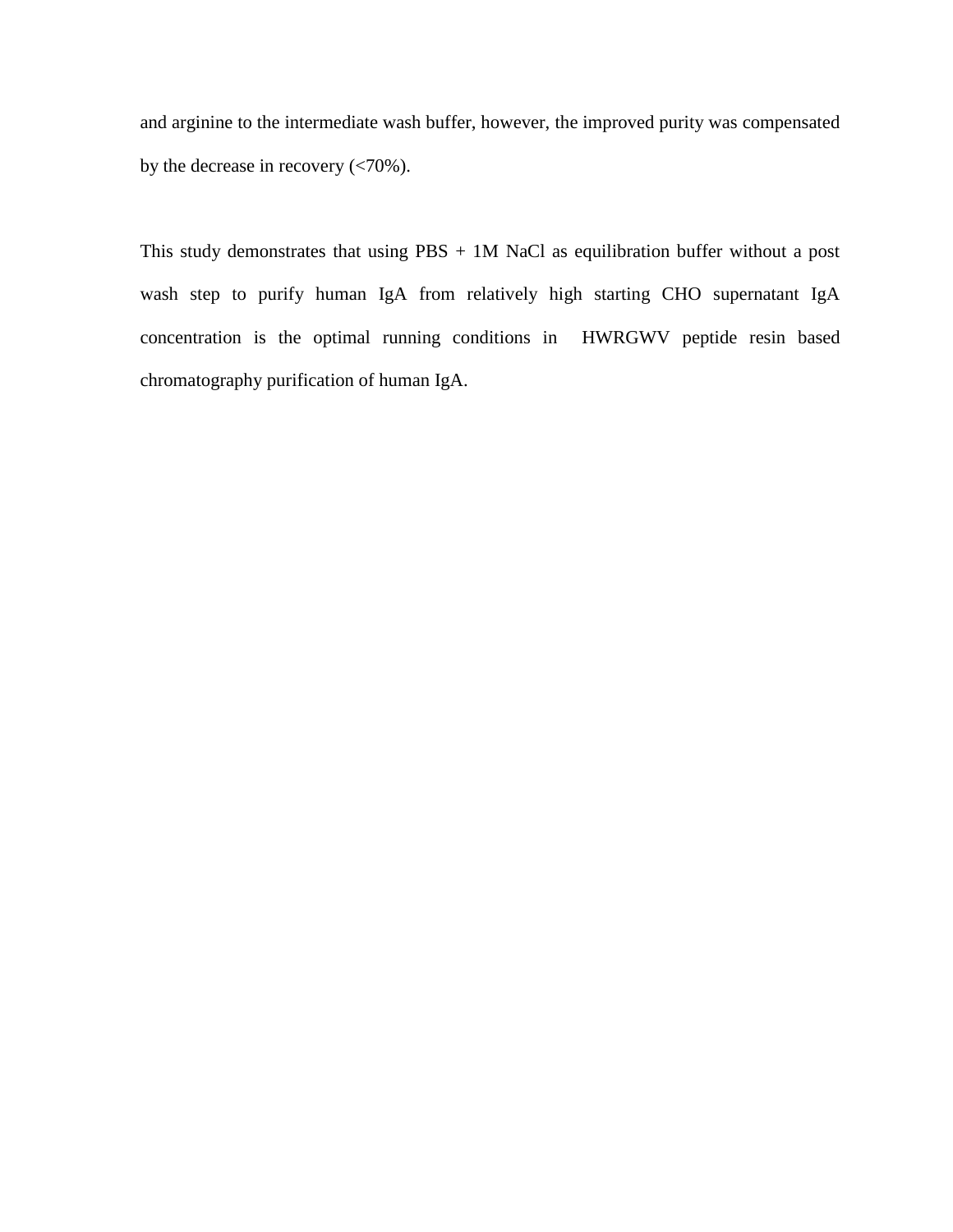and arginine to the intermediate wash buffer, however, the improved purity was compensated by the decrease in recovery (<70%).

This study demonstrates that using PBS + 1M NaCl as equilibration buffer without a post wash step to purify human IgA from relatively high starting CHO supernatant IgA concentration is the optimal running conditions in HWRGWV peptide resin based chromatography purification of human IgA.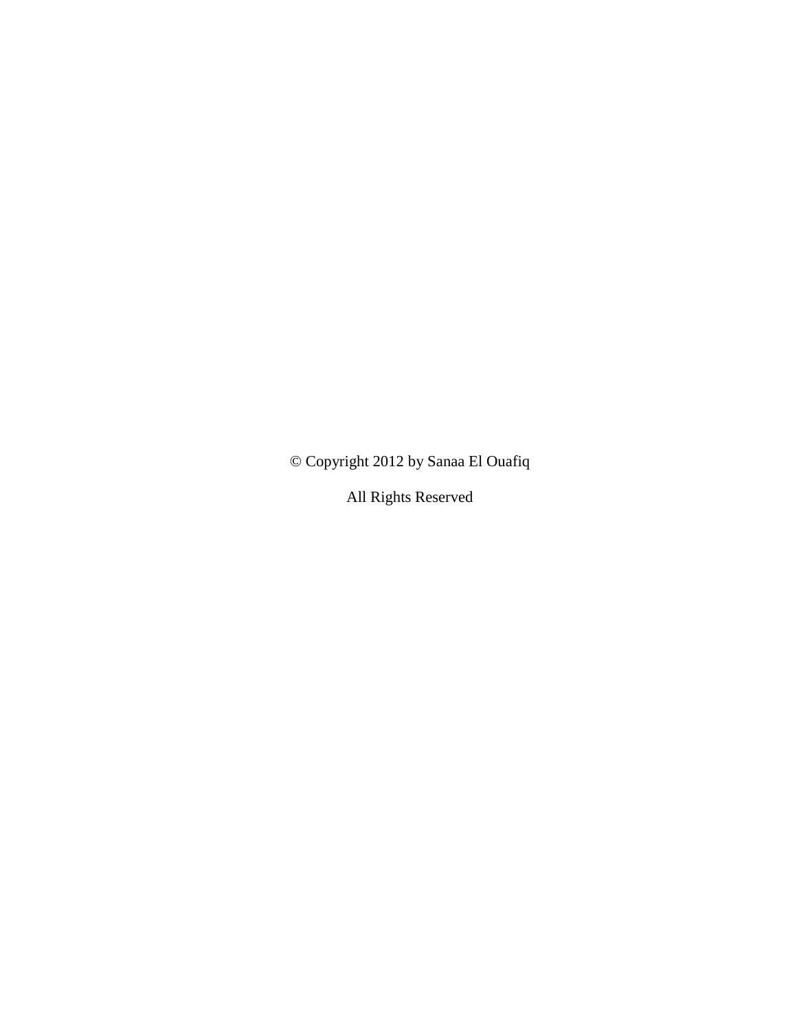© Copyright 2012 by Sanaa El Ouafiq

All Rights Reserved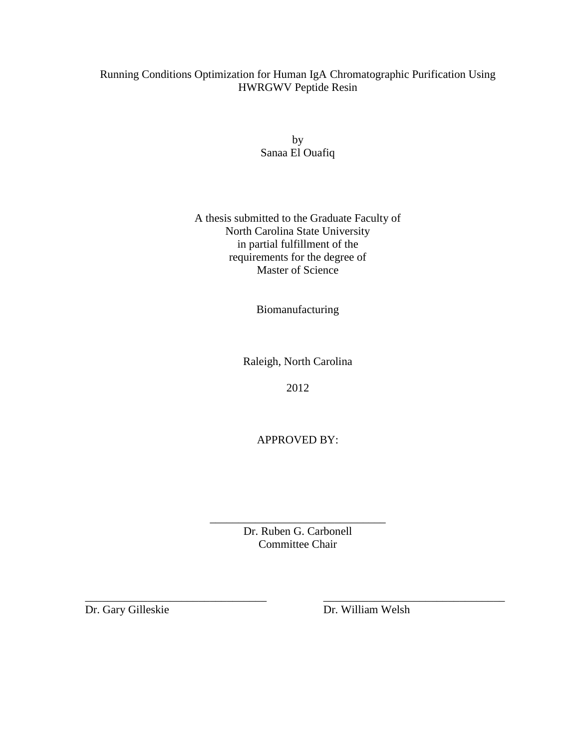Running Conditions Optimization for Human IgA Chromatographic Purification Using HWRGWV Peptide Resin

by
Sanaa El Ouafiq

A thesis submitted to the Graduate Faculty of
North Carolina State University
in partial fulfillment of the
requirements for the degree of
Master of Science

Biomanufacturing

Raleigh, North Carolina

2012

APPROVED BY:

_______________________________
Dr. Ruben G. Carbonell
Committee Chair

_______________________________
Dr. Gary Gilleskie

_______________________________
Dr. William Welsh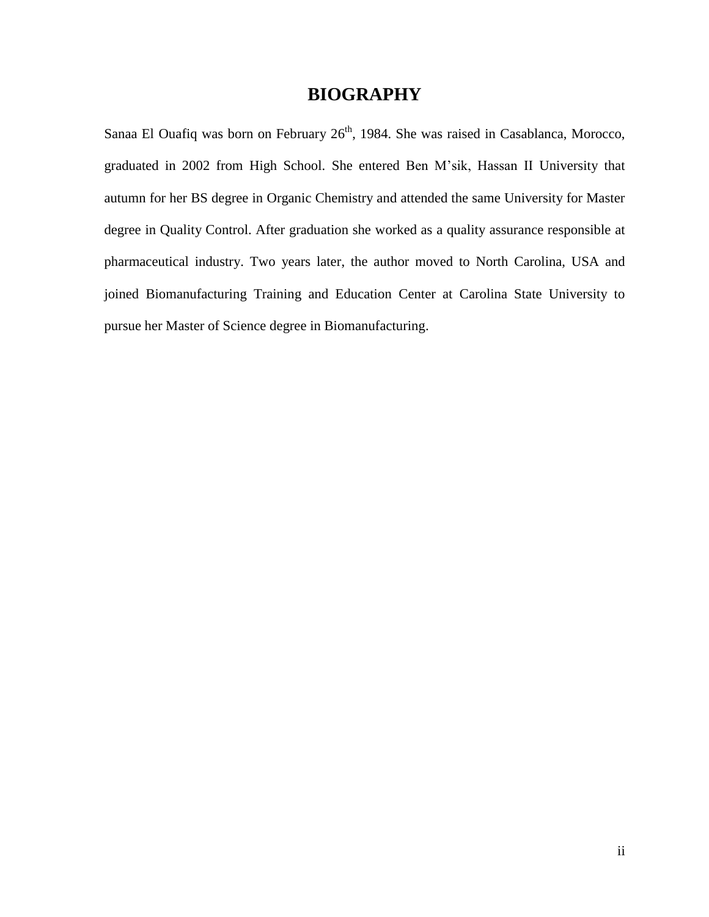# BIOGRAPHY

Sanaa El Ouafiq was born on February 26$^{th}$, 1984. She was raised in Casablanca, Morocco, graduated in 2002 from High School. She entered Ben M'sik, Hassan II University that autumn for her BS degree in Organic Chemistry and attended the same University for Master degree in Quality Control. After graduation she worked as a quality assurance responsible at pharmaceutical industry. Two years later, the author moved to North Carolina, USA and joined Biomanufacturing Training and Education Center at Carolina State University to pursue her Master of Science degree in Biomanufacturing.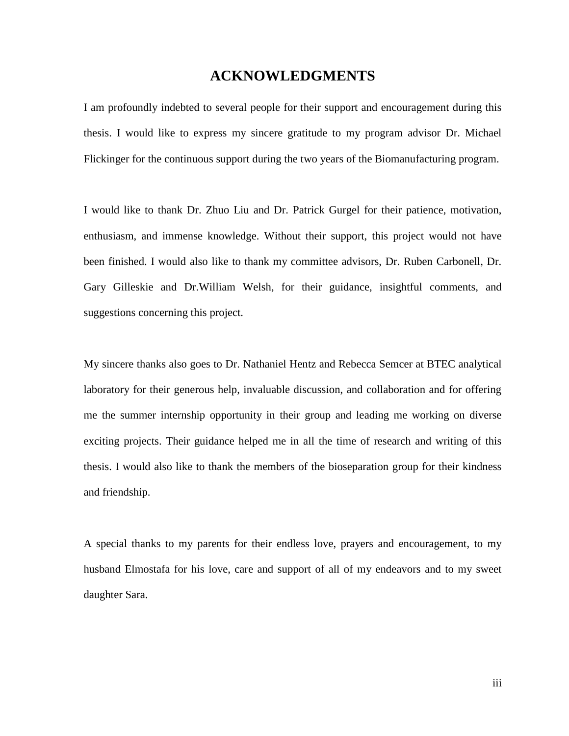# ACKNOWLEDGMENTS

I am profoundly indebted to several people for their support and encouragement during this thesis. I would like to express my sincere gratitude to my program advisor Dr. Michael Flickinger for the continuous support during the two years of the Biomanufacturing program.

I would like to thank Dr. Zhuo Liu and Dr. Patrick Gurgel for their patience, motivation, enthusiasm, and immense knowledge. Without their support, this project would not have been finished. I would also like to thank my committee advisors, Dr. Ruben Carbonell, Dr. Gary Gilleskie and Dr.William Welsh, for their guidance, insightful comments, and suggestions concerning this project.

My sincere thanks also goes to Dr. Nathaniel Hentz and Rebecca Semcer at BTEC analytical laboratory for their generous help, invaluable discussion, and collaboration and for offering me the summer internship opportunity in their group and leading me working on diverse exciting projects. Their guidance helped me in all the time of research and writing of this thesis. I would also like to thank the members of the bioseparation group for their kindness and friendship.

A special thanks to my parents for their endless love, prayers and encouragement, to my husband Elmostafa for his love, care and support of all of my endeavors and to my sweet daughter Sara.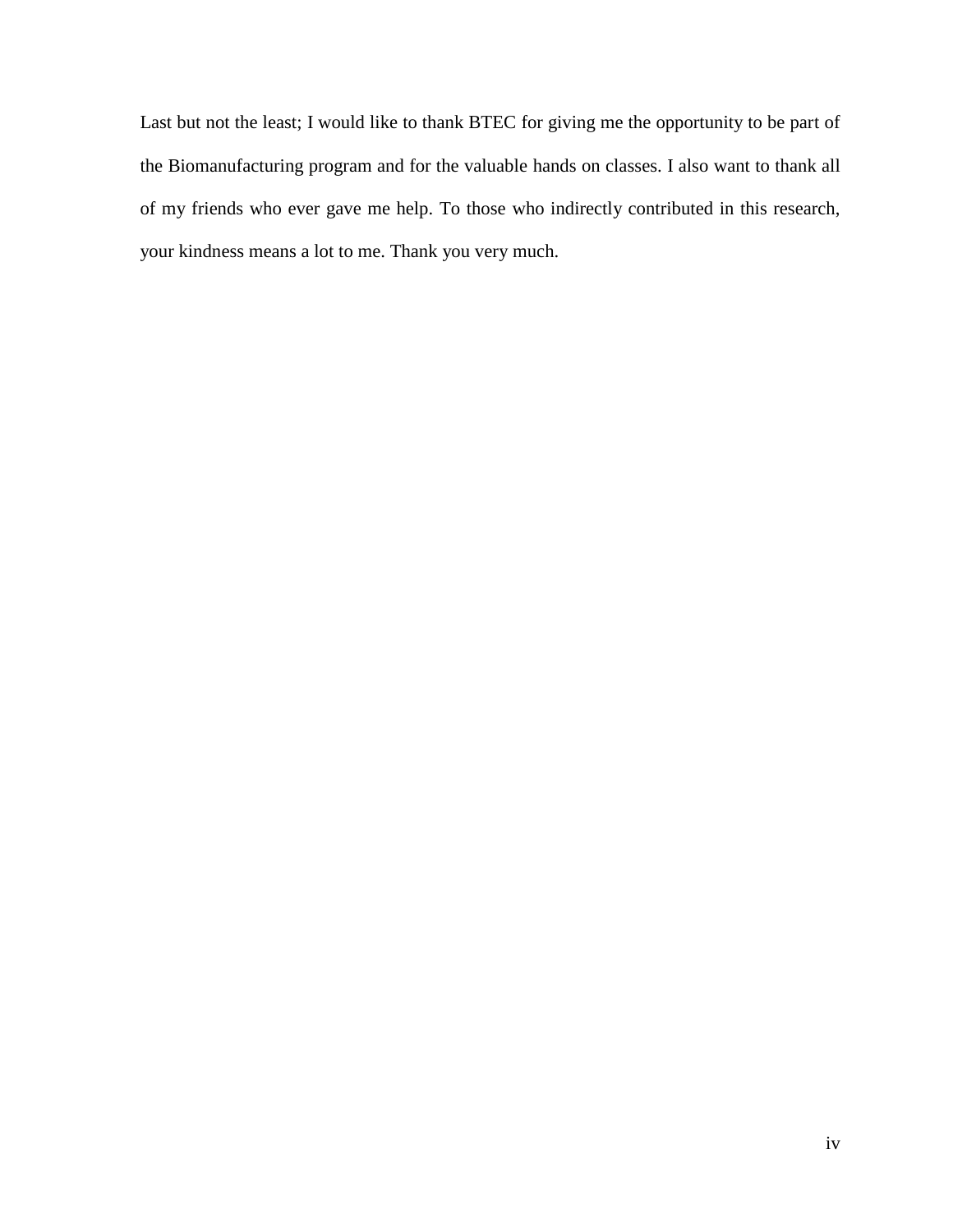Last but not the least; I would like to thank BTEC for giving me the opportunity to be part of the Biomanufacturing program and for the valuable hands on classes. I also want to thank all of my friends who ever gave me help. To those who indirectly contributed in this research, your kindness means a lot to me. Thank you very much.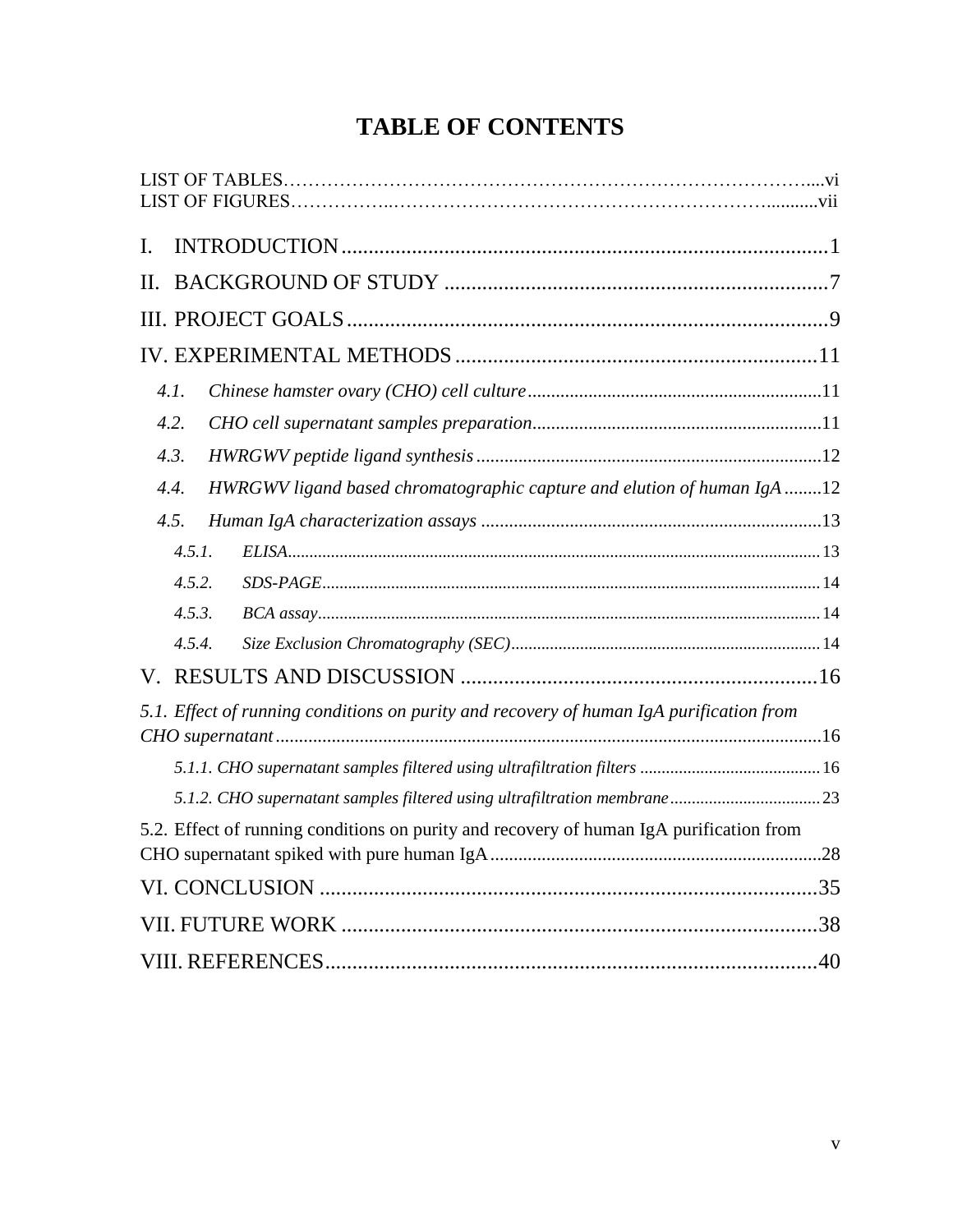# TABLE OF CONTENTS

LIST OF TABLES……………………………………………………………………………....vi
LIST OF FIGURES……………..……………………………………………………….........vii

I. INTRODUCTION ........................................................................................ 1

II. BACKGROUND OF STUDY ...................................................................... 7

III. PROJECT GOALS ........................................................................................ 9

IV. EXPERIMENTAL METHODS ................................................................. 11

- *4.1. Chinese hamster ovary (CHO) cell culture* .............................................................. 11
- *4.2. CHO cell supernatant samples preparation* ............................................................ 11
- *4.3. HWRGWV peptide ligand synthesis* ......................................................................... 12
- *4.4. HWRGWV ligand based chromatographic capture and elution of human IgA* ........ 12
- *4.5. Human IgA characterization assays* ........................................................................ 13
  - *4.5.1. ELISA* .............................................................................................................. 13
  - *4.5.2. SDS-PAGE* ....................................................................................................... 14
  - *4.5.3. BCA assay* ........................................................................................................ 14
  - *4.5.4. Size Exclusion Chromatography (SEC)* ............................................................ 14

V. RESULTS AND DISCUSSION ................................................................. 16

*5.1. Effect of running conditions on purity and recovery of human IgA purification from CHO supernatant* ........................................................................................................ 16

- *5.1.1. CHO supernatant samples filtered using ultrafiltration filters* .......................................... 16
- *5.1.2. CHO supernatant samples filtered using ultrafiltration membrane* ................................... 23

5.2. Effect of running conditions on purity and recovery of human IgA purification from CHO supernatant spiked with pure human IgA ...................................................................... 28

VI. CONCLUSION ........................................................................................... 35

VII. FUTURE WORK ........................................................................................ 38

VIII. REFERENCES ........................................................................................... 40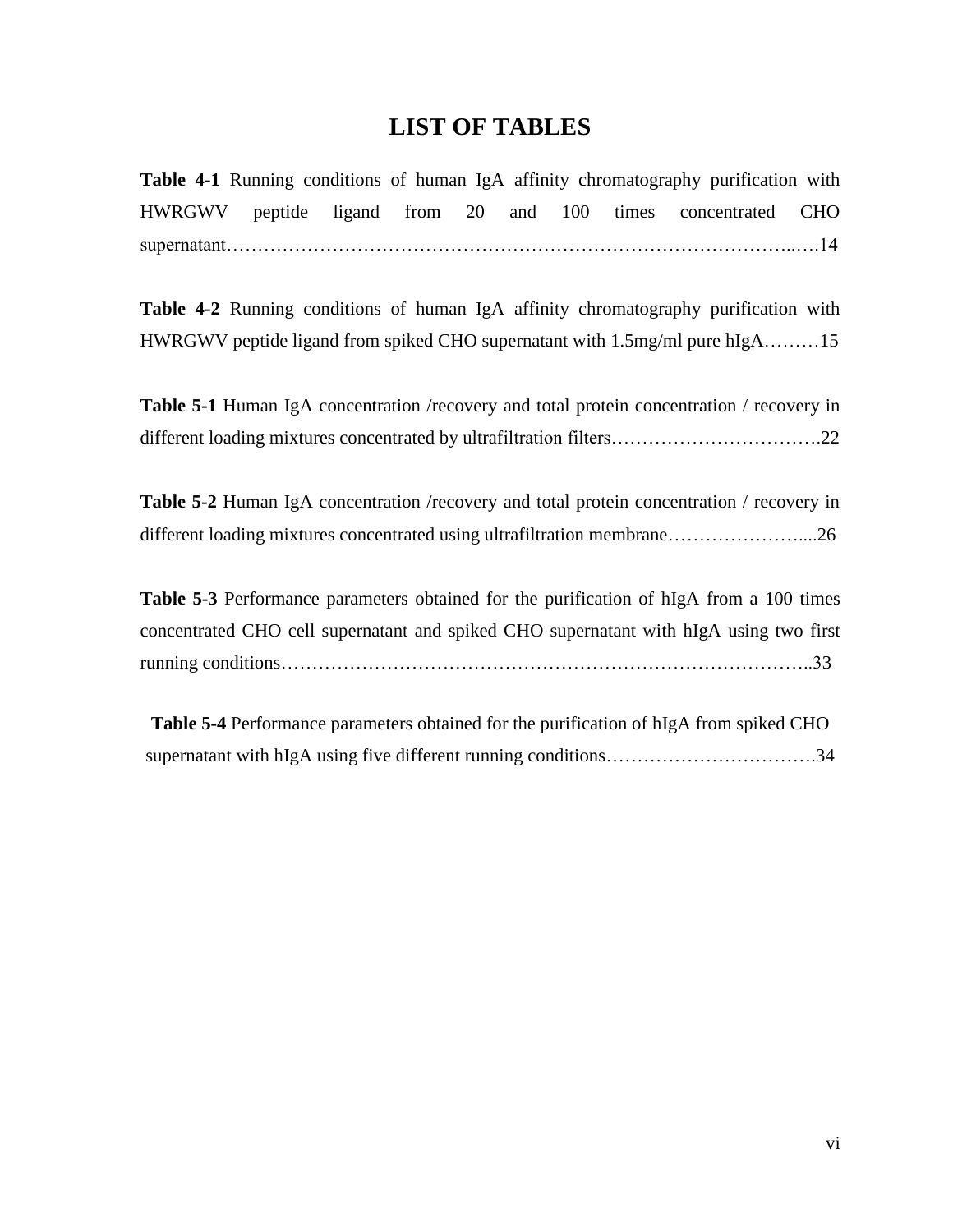# LIST OF TABLES

**Table 4-1** Running conditions of human IgA affinity chromatography purification with HWRGWV peptide ligand from 20 and 100 times concentrated CHO supernatant…………………………………………………………………………………..….14

**Table 4-2** Running conditions of human IgA affinity chromatography purification with HWRGWV peptide ligand from spiked CHO supernatant with 1.5mg/ml pure hIgA………15

**Table 5-1** Human IgA concentration /recovery and total protein concentration / recovery in different loading mixtures concentrated by ultrafiltration filters…………………………….22

**Table 5-2** Human IgA concentration /recovery and total protein concentration / recovery in different loading mixtures concentrated using ultrafiltration membrane…………………....26

**Table 5-3** Performance parameters obtained for the purification of hIgA from a 100 times concentrated CHO cell supernatant and spiked CHO supernatant with hIgA using two first running conditions…………………………………………………………………………..33

**Table 5-4** Performance parameters obtained for the purification of hIgA from spiked CHO supernatant with hIgA using five different running conditions…………………………….34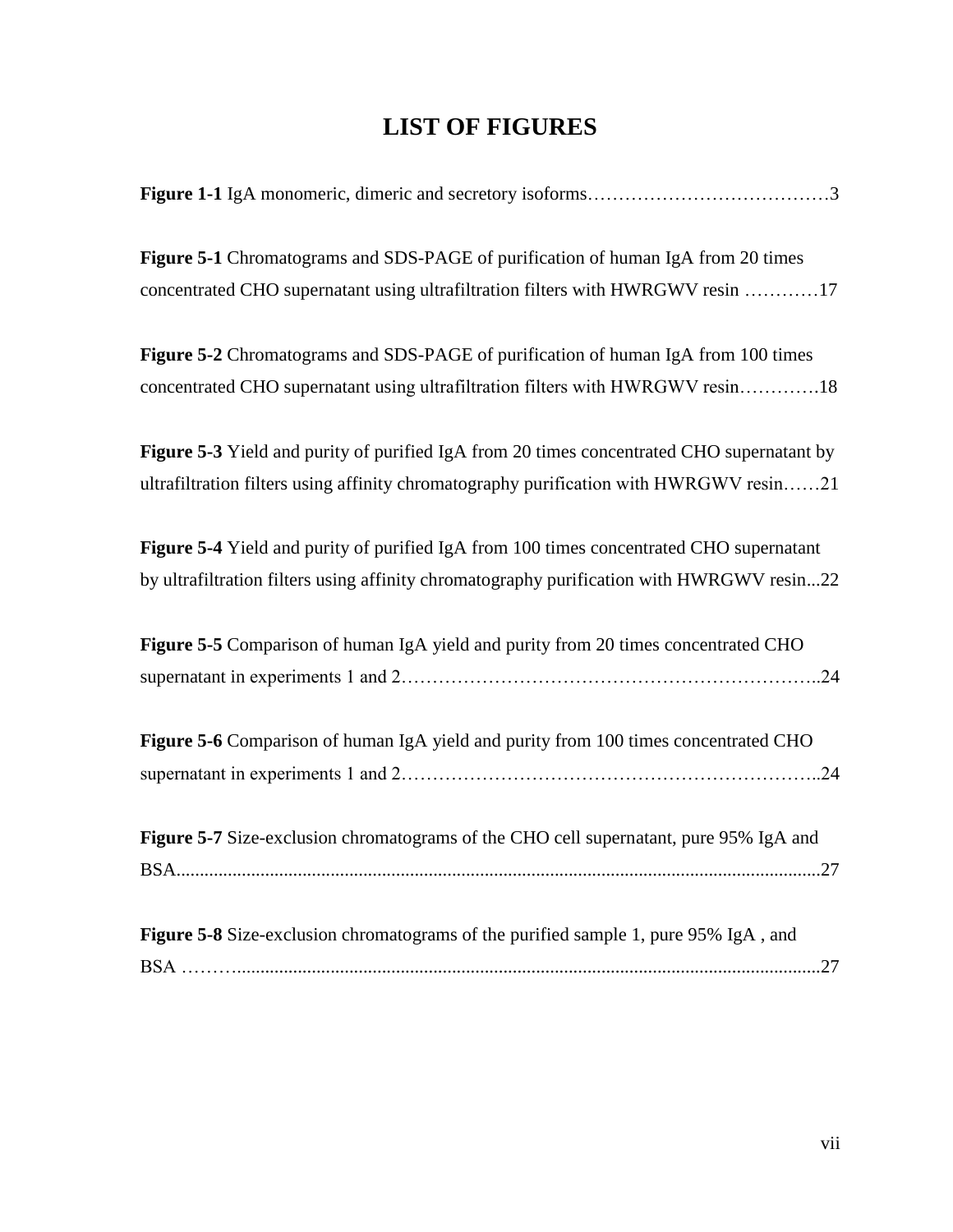# LIST OF FIGURES

**Figure 1-1** IgA monomeric, dimeric and secretory isoforms…………………………………3

**Figure 5-1** Chromatograms and SDS-PAGE of purification of human IgA from 20 times concentrated CHO supernatant using ultrafiltration filters with HWRGWV resin …………17

**Figure 5-2** Chromatograms and SDS-PAGE of purification of human IgA from 100 times concentrated CHO supernatant using ultrafiltration filters with HWRGWV resin………….18

**Figure 5-3** Yield and purity of purified IgA from 20 times concentrated CHO supernatant by ultrafiltration filters using affinity chromatography purification with HWRGWV resin……21

**Figure 5-4** Yield and purity of purified IgA from 100 times concentrated CHO supernatant by ultrafiltration filters using affinity chromatography purification with HWRGWV resin...22

**Figure 5-5** Comparison of human IgA yield and purity from 20 times concentrated CHO supernatant in experiments 1 and 2………………………………………………………..24

**Figure 5-6** Comparison of human IgA yield and purity from 100 times concentrated CHO supernatant in experiments 1 and 2………………………………………………………..24

**Figure 5-7** Size-exclusion chromatograms of the CHO cell supernatant, pure 95% IgA and BSA........................................................................................................................................27

**Figure 5-8** Size-exclusion chromatograms of the purified sample 1, pure 95% IgA , and BSA ……….........................................................................................................................27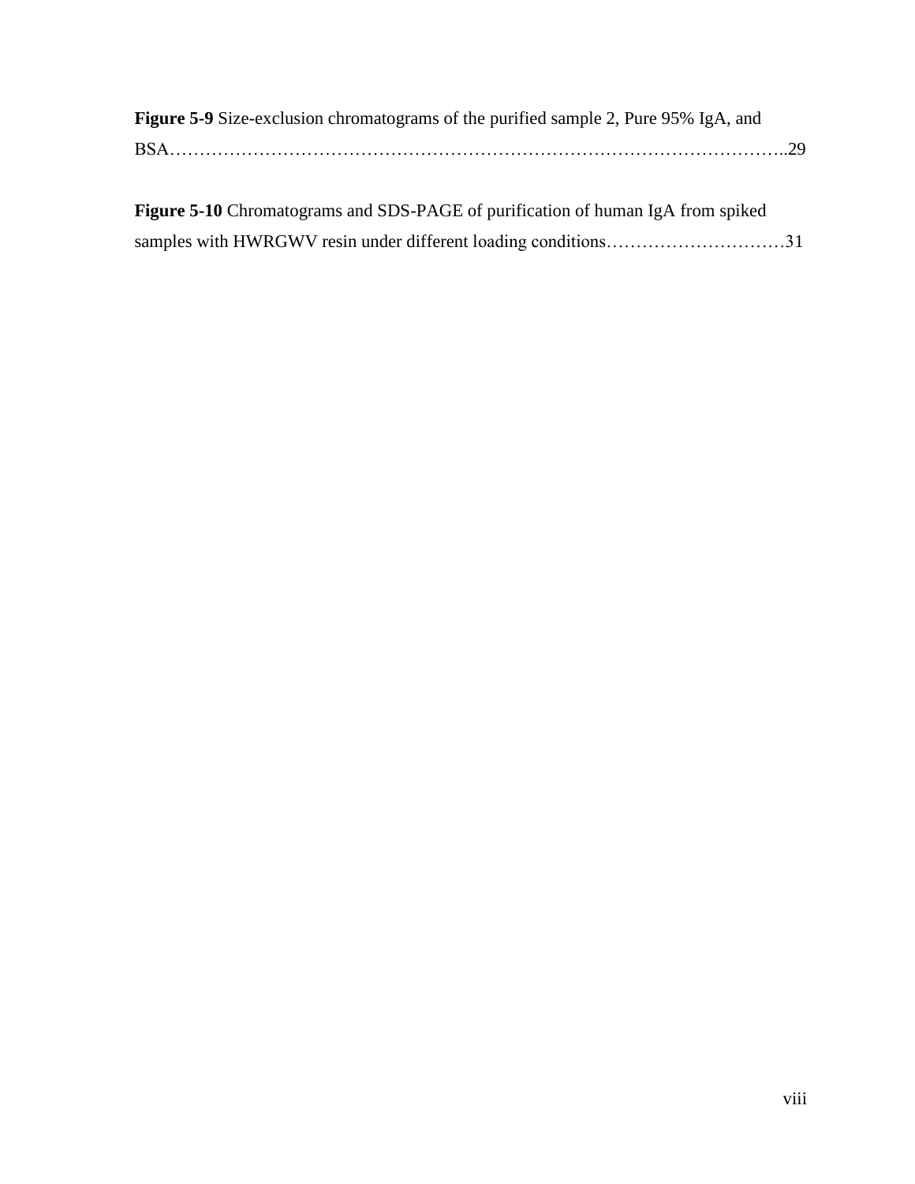**Figure 5-9** Size-exclusion chromatograms of the purified sample 2, Pure 95% IgA, and BSA……………………………………………………………………………………….29

**Figure 5-10** Chromatograms and SDS-PAGE of purification of human IgA from spiked samples with HWRGWV resin under different loading conditions…………………………31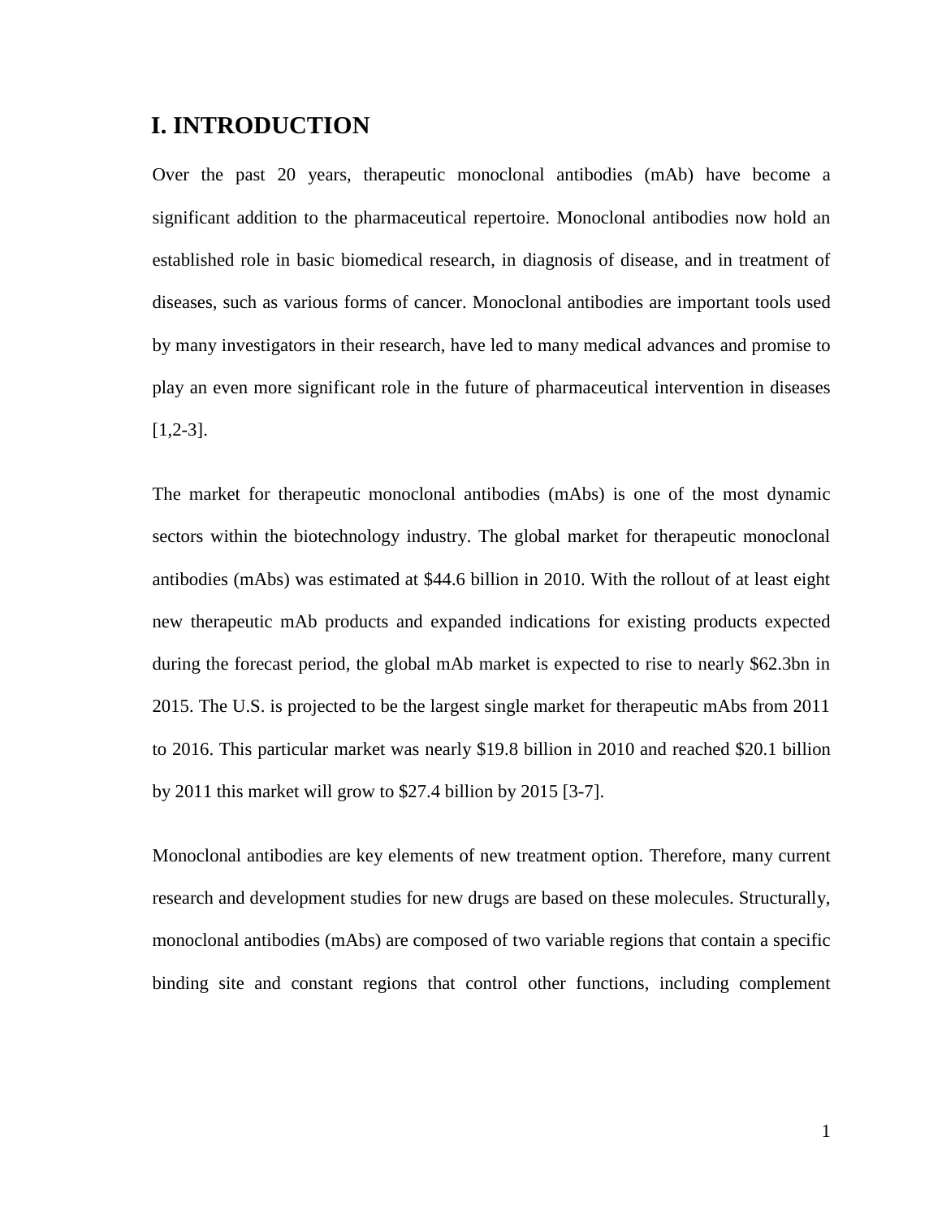# I. INTRODUCTION

Over the past 20 years, therapeutic monoclonal antibodies (mAb) have become a significant addition to the pharmaceutical repertoire. Monoclonal antibodies now hold an established role in basic biomedical research, in diagnosis of disease, and in treatment of diseases, such as various forms of cancer. Monoclonal antibodies are important tools used by many investigators in their research, have led to many medical advances and promise to play an even more significant role in the future of pharmaceutical intervention in diseases [1,2-3].

The market for therapeutic monoclonal antibodies (mAbs) is one of the most dynamic sectors within the biotechnology industry. The global market for therapeutic monoclonal antibodies (mAbs) was estimated at $44.6 billion in 2010. With the rollout of at least eight new therapeutic mAb products and expanded indications for existing products expected during the forecast period, the global mAb market is expected to rise to nearly $62.3bn in 2015. The U.S. is projected to be the largest single market for therapeutic mAbs from 2011 to 2016. This particular market was nearly $19.8 billion in 2010 and reached $20.1 billion by 2011 this market will grow to $27.4 billion by 2015 [3-7].

Monoclonal antibodies are key elements of new treatment option. Therefore, many current research and development studies for new drugs are based on these molecules. Structurally, monoclonal antibodies (mAbs) are composed of two variable regions that contain a specific binding site and constant regions that control other functions, including complement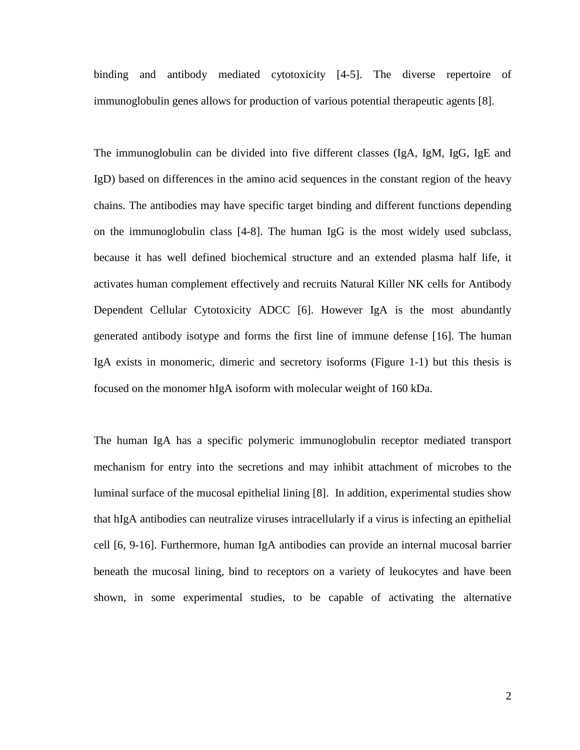binding and antibody mediated cytotoxicity [4-5]. The diverse repertoire of immunoglobulin genes allows for production of various potential therapeutic agents [8].

The immunoglobulin can be divided into five different classes (IgA, IgM, IgG, IgE and IgD) based on differences in the amino acid sequences in the constant region of the heavy chains. The antibodies may have specific target binding and different functions depending on the immunoglobulin class [4-8]. The human IgG is the most widely used subclass, because it has well defined biochemical structure and an extended plasma half life, it activates human complement effectively and recruits Natural Killer NK cells for Antibody Dependent Cellular Cytotoxicity ADCC [6]. However IgA is the most abundantly generated antibody isotype and forms the first line of immune defense [16]. The human IgA exists in monomeric, dimeric and secretory isoforms (Figure 1-1) but this thesis is focused on the monomer hIgA isoform with molecular weight of 160 kDa.

The human IgA has a specific polymeric immunoglobulin receptor mediated transport mechanism for entry into the secretions and may inhibit attachment of microbes to the luminal surface of the mucosal epithelial lining [8]. In addition, experimental studies show that hIgA antibodies can neutralize viruses intracellularly if a virus is infecting an epithelial cell [6, 9-16]. Furthermore, human IgA antibodies can provide an internal mucosal barrier beneath the mucosal lining, bind to receptors on a variety of leukocytes and have been shown, in some experimental studies, to be capable of activating the alternative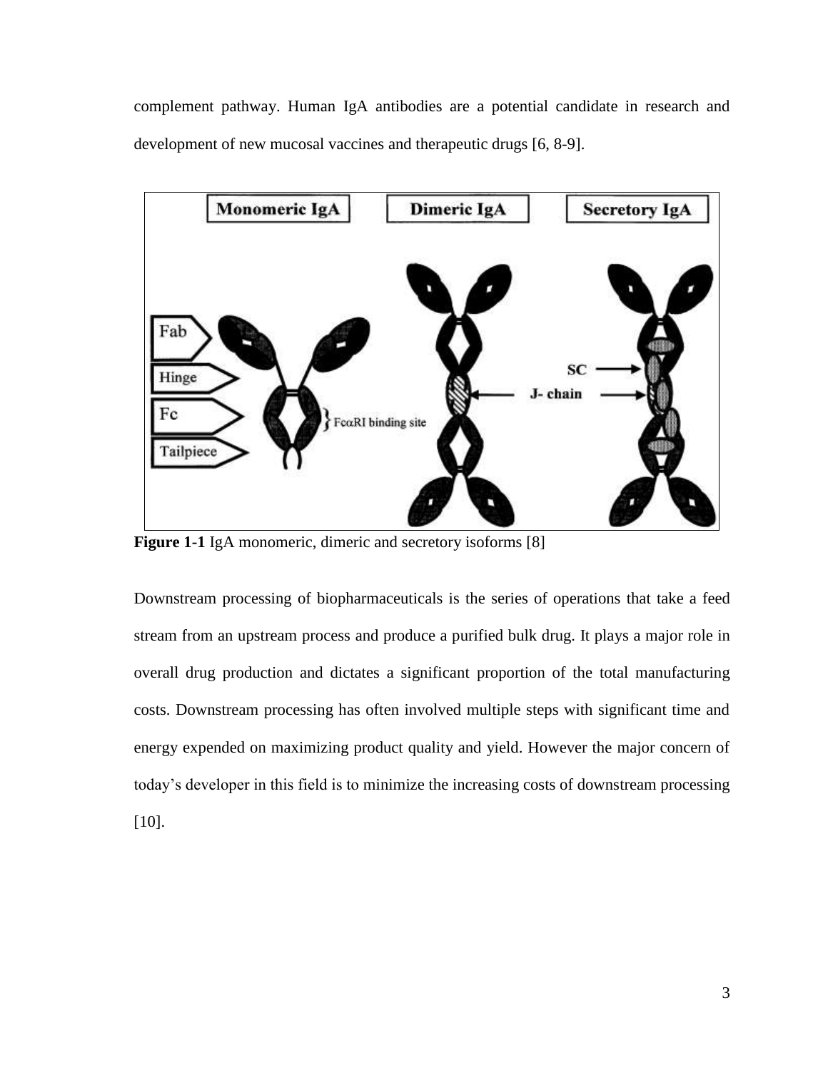complement pathway. Human IgA antibodies are a potential candidate in research and development of new mucosal vaccines and therapeutic drugs [6, 8-9].

**Figure 1-1** IgA monomeric, dimeric and secretory isoforms [8]

Downstream processing of biopharmaceuticals is the series of operations that take a feed stream from an upstream process and produce a purified bulk drug. It plays a major role in overall drug production and dictates a significant proportion of the total manufacturing costs. Downstream processing has often involved multiple steps with significant time and energy expended on maximizing product quality and yield. However the major concern of today's developer in this field is to minimize the increasing costs of downstream processing [10].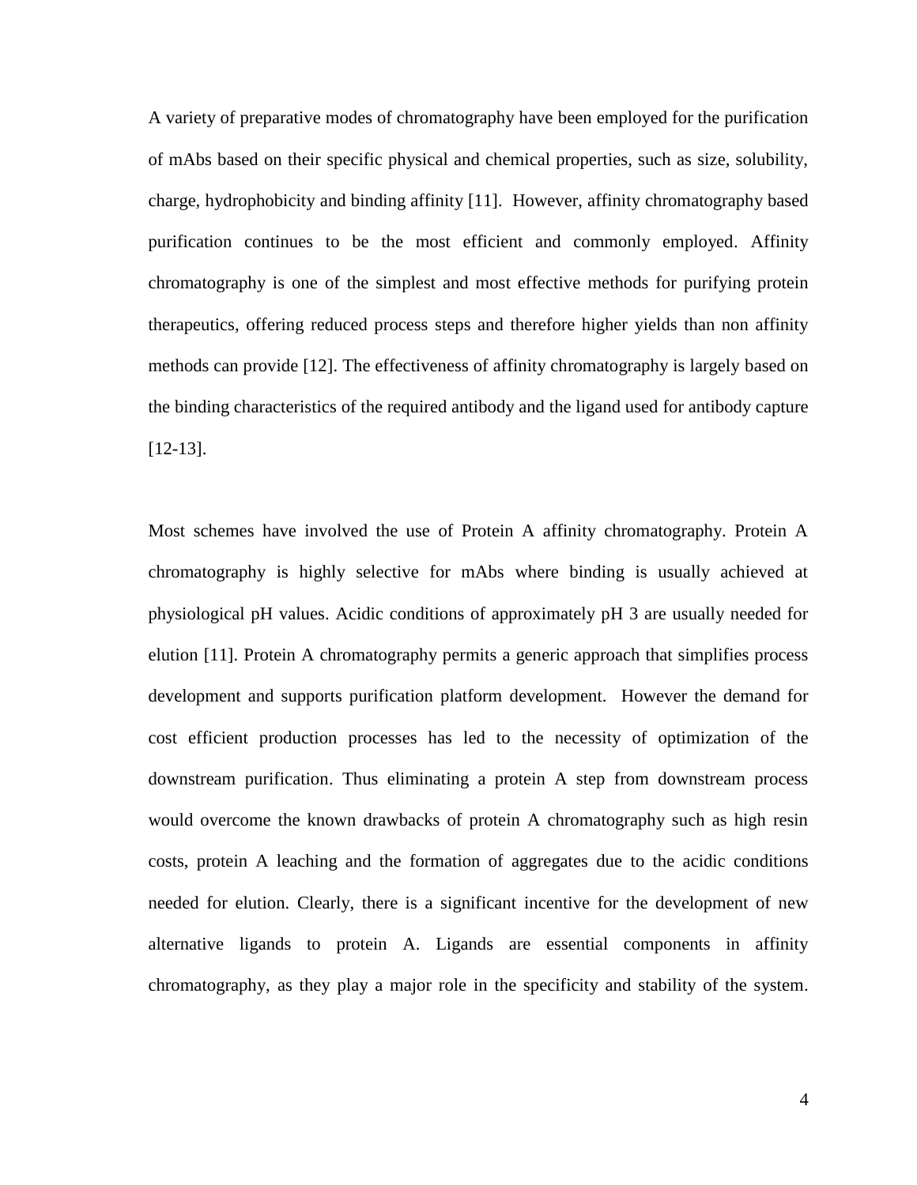A variety of preparative modes of chromatography have been employed for the purification of mAbs based on their specific physical and chemical properties, such as size, solubility, charge, hydrophobicity and binding affinity [11]. However, affinity chromatography based purification continues to be the most efficient and commonly employed. Affinity chromatography is one of the simplest and most effective methods for purifying protein therapeutics, offering reduced process steps and therefore higher yields than non affinity methods can provide [12]. The effectiveness of affinity chromatography is largely based on the binding characteristics of the required antibody and the ligand used for antibody capture [12-13].

Most schemes have involved the use of Protein A affinity chromatography. Protein A chromatography is highly selective for mAbs where binding is usually achieved at physiological pH values. Acidic conditions of approximately pH 3 are usually needed for elution [11]. Protein A chromatography permits a generic approach that simplifies process development and supports purification platform development. However the demand for cost efficient production processes has led to the necessity of optimization of the downstream purification. Thus eliminating a protein A step from downstream process would overcome the known drawbacks of protein A chromatography such as high resin costs, protein A leaching and the formation of aggregates due to the acidic conditions needed for elution. Clearly, there is a significant incentive for the development of new alternative ligands to protein A. Ligands are essential components in affinity chromatography, as they play a major role in the specificity and stability of the system.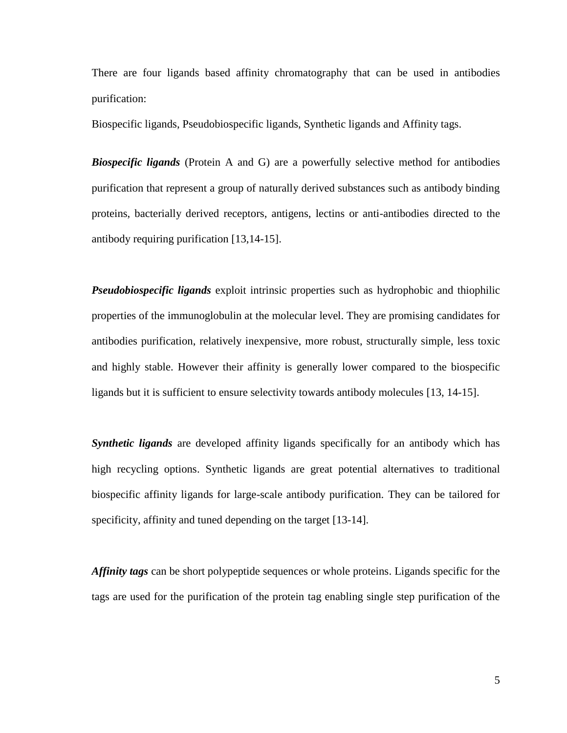There are four ligands based affinity chromatography that can be used in antibodies purification:

Biospecific ligands, Pseudobiospecific ligands, Synthetic ligands and Affinity tags.

***Biospecific ligands*** (Protein A and G) are a powerfully selective method for antibodies purification that represent a group of naturally derived substances such as antibody binding proteins, bacterially derived receptors, antigens, lectins or anti-antibodies directed to the antibody requiring purification [13,14-15].

***Pseudobiospecific ligands*** exploit intrinsic properties such as hydrophobic and thiophilic properties of the immunoglobulin at the molecular level. They are promising candidates for antibodies purification, relatively inexpensive, more robust, structurally simple, less toxic and highly stable. However their affinity is generally lower compared to the biospecific ligands but it is sufficient to ensure selectivity towards antibody molecules [13, 14-15].

***Synthetic ligands*** are developed affinity ligands specifically for an antibody which has high recycling options. Synthetic ligands are great potential alternatives to traditional biospecific affinity ligands for large-scale antibody purification. They can be tailored for specificity, affinity and tuned depending on the target [13-14].

***Affinity tags*** can be short polypeptide sequences or whole proteins. Ligands specific for the tags are used for the purification of the protein tag enabling single step purification of the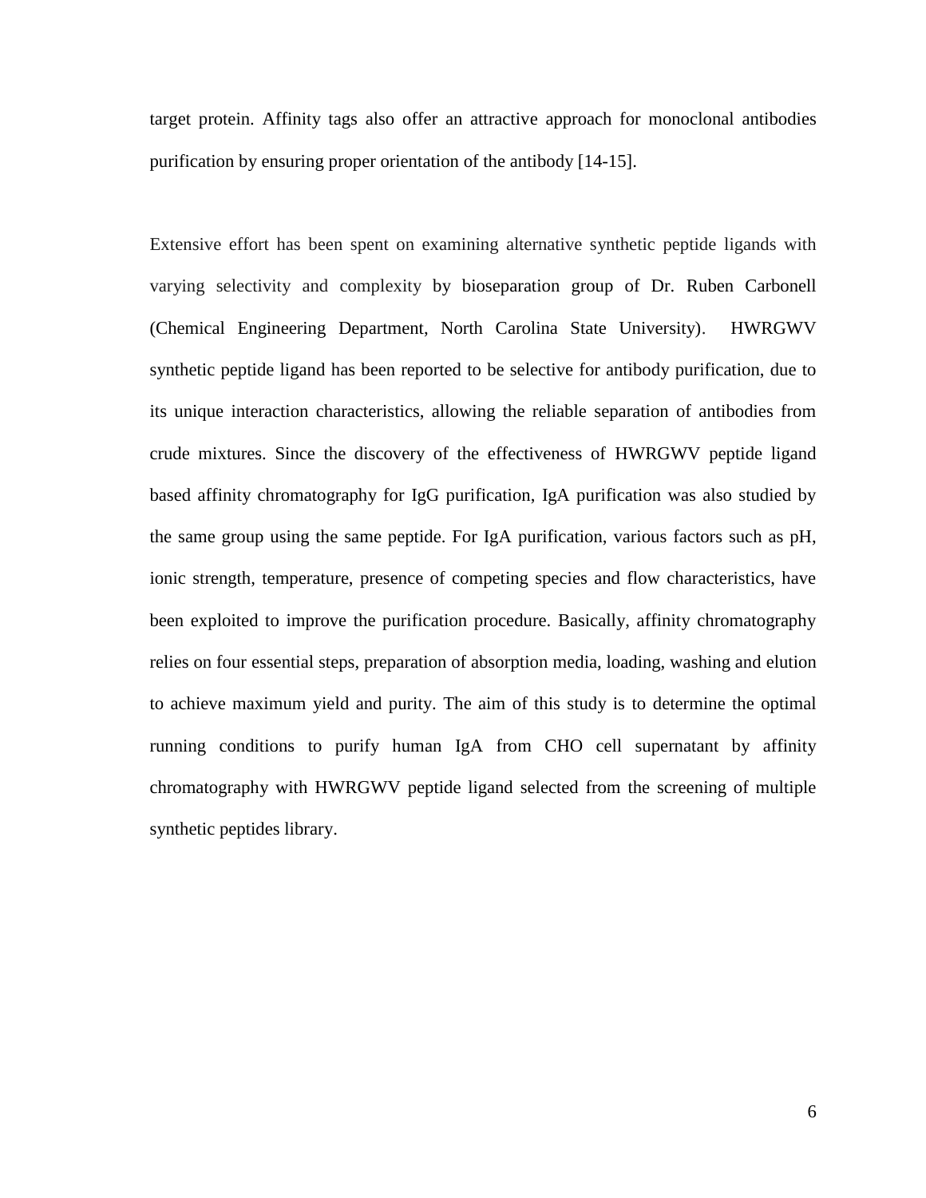target protein. Affinity tags also offer an attractive approach for monoclonal antibodies purification by ensuring proper orientation of the antibody [14-15].

Extensive effort has been spent on examining alternative synthetic peptide ligands with varying selectivity and complexity by bioseparation group of Dr. Ruben Carbonell (Chemical Engineering Department, North Carolina State University). HWRGWV synthetic peptide ligand has been reported to be selective for antibody purification, due to its unique interaction characteristics, allowing the reliable separation of antibodies from crude mixtures. Since the discovery of the effectiveness of HWRGWV peptide ligand based affinity chromatography for IgG purification, IgA purification was also studied by the same group using the same peptide. For IgA purification, various factors such as pH, ionic strength, temperature, presence of competing species and flow characteristics, have been exploited to improve the purification procedure. Basically, affinity chromatography relies on four essential steps, preparation of absorption media, loading, washing and elution to achieve maximum yield and purity. The aim of this study is to determine the optimal running conditions to purify human IgA from CHO cell supernatant by affinity chromatography with HWRGWV peptide ligand selected from the screening of multiple synthetic peptides library.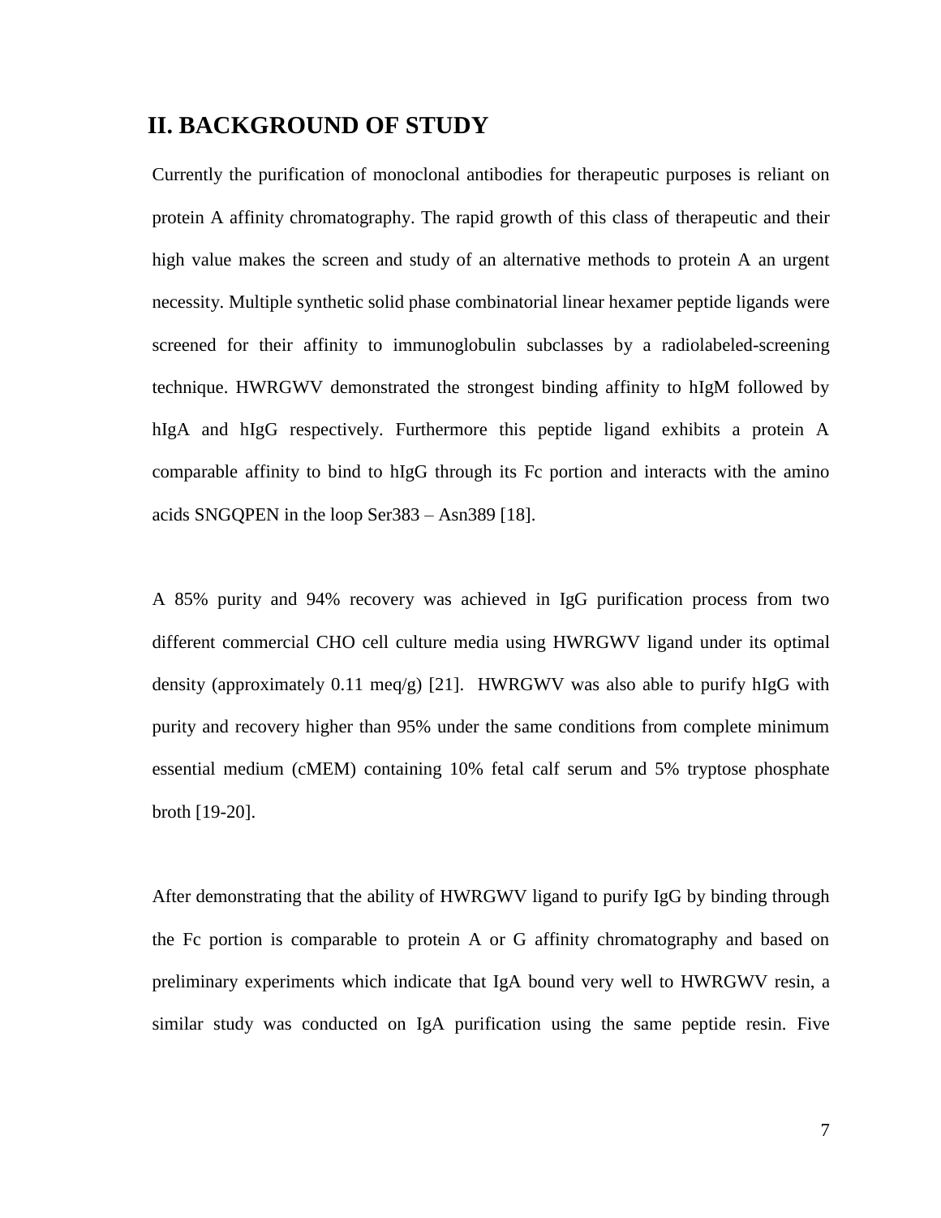## II. BACKGROUND OF STUDY

Currently the purification of monoclonal antibodies for therapeutic purposes is reliant on protein A affinity chromatography. The rapid growth of this class of therapeutic and their high value makes the screen and study of an alternative methods to protein A an urgent necessity. Multiple synthetic solid phase combinatorial linear hexamer peptide ligands were screened for their affinity to immunoglobulin subclasses by a radiolabeled-screening technique. HWRGWV demonstrated the strongest binding affinity to hIgM followed by hIgA and hIgG respectively. Furthermore this peptide ligand exhibits a protein A comparable affinity to bind to hIgG through its Fc portion and interacts with the amino acids SNGQPEN in the loop Ser383 – Asn389 [18].

A 85% purity and 94% recovery was achieved in IgG purification process from two different commercial CHO cell culture media using HWRGWV ligand under its optimal density (approximately 0.11 meq/g) [21]. HWRGWV was also able to purify hIgG with purity and recovery higher than 95% under the same conditions from complete minimum essential medium (cMEM) containing 10% fetal calf serum and 5% tryptose phosphate broth [19-20].

After demonstrating that the ability of HWRGWV ligand to purify IgG by binding through the Fc portion is comparable to protein A or G affinity chromatography and based on preliminary experiments which indicate that IgA bound very well to HWRGWV resin, a similar study was conducted on IgA purification using the same peptide resin. Five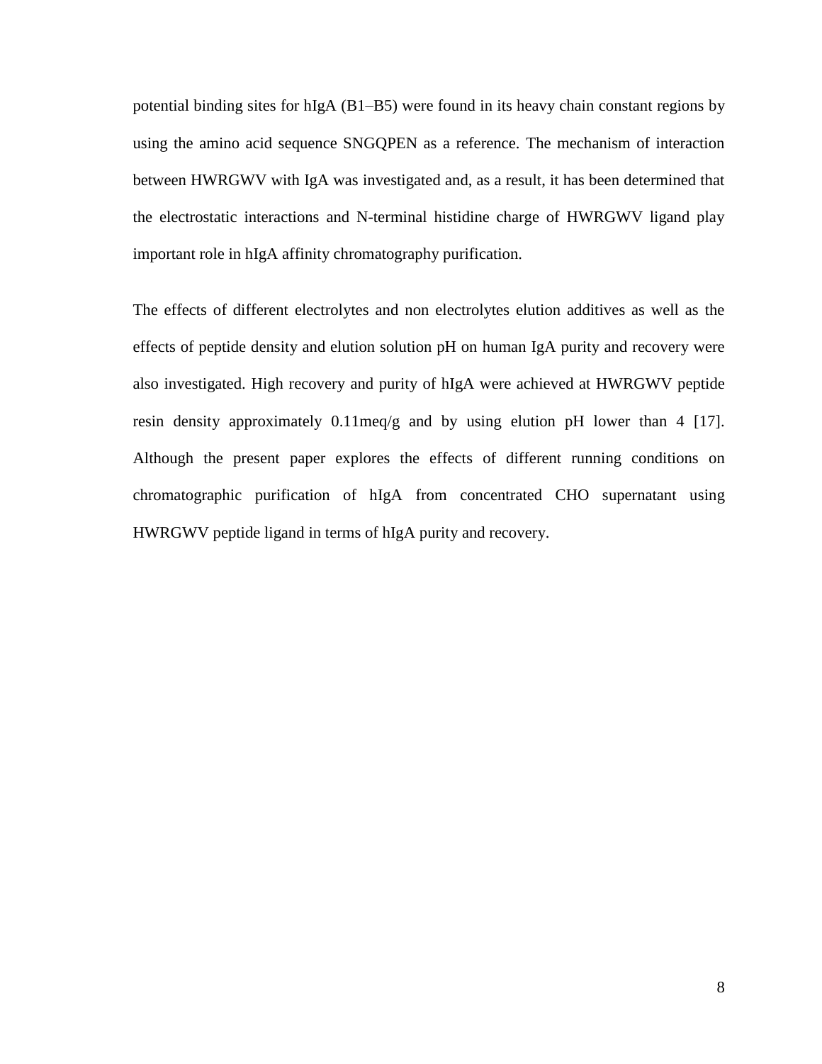potential binding sites for hIgA (B1–B5) were found in its heavy chain constant regions by using the amino acid sequence SNGQPEN as a reference. The mechanism of interaction between HWRGWV with IgA was investigated and, as a result, it has been determined that the electrostatic interactions and N-terminal histidine charge of HWRGWV ligand play important role in hIgA affinity chromatography purification.

The effects of different electrolytes and non electrolytes elution additives as well as the effects of peptide density and elution solution pH on human IgA purity and recovery were also investigated. High recovery and purity of hIgA were achieved at HWRGWV peptide resin density approximately 0.11meq/g and by using elution pH lower than 4 [17]. Although the present paper explores the effects of different running conditions on chromatographic purification of hIgA from concentrated CHO supernatant using HWRGWV peptide ligand in terms of hIgA purity and recovery.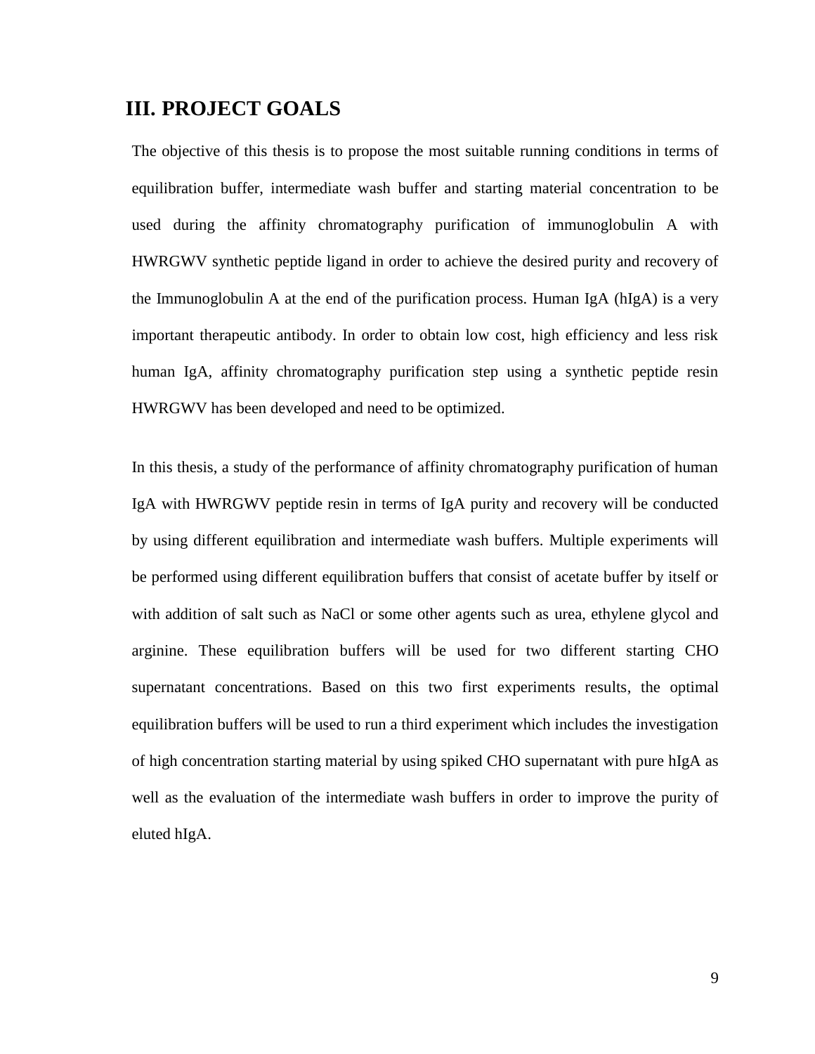# III. PROJECT GOALS

The objective of this thesis is to propose the most suitable running conditions in terms of equilibration buffer, intermediate wash buffer and starting material concentration to be used during the affinity chromatography purification of immunoglobulin A with HWRGWV synthetic peptide ligand in order to achieve the desired purity and recovery of the Immunoglobulin A at the end of the purification process. Human IgA (hIgA) is a very important therapeutic antibody. In order to obtain low cost, high efficiency and less risk human IgA, affinity chromatography purification step using a synthetic peptide resin HWRGWV has been developed and need to be optimized.

In this thesis, a study of the performance of affinity chromatography purification of human IgA with HWRGWV peptide resin in terms of IgA purity and recovery will be conducted by using different equilibration and intermediate wash buffers. Multiple experiments will be performed using different equilibration buffers that consist of acetate buffer by itself or with addition of salt such as NaCl or some other agents such as urea, ethylene glycol and arginine. These equilibration buffers will be used for two different starting CHO supernatant concentrations. Based on this two first experiments results, the optimal equilibration buffers will be used to run a third experiment which includes the investigation of high concentration starting material by using spiked CHO supernatant with pure hIgA as well as the evaluation of the intermediate wash buffers in order to improve the purity of eluted hIgA.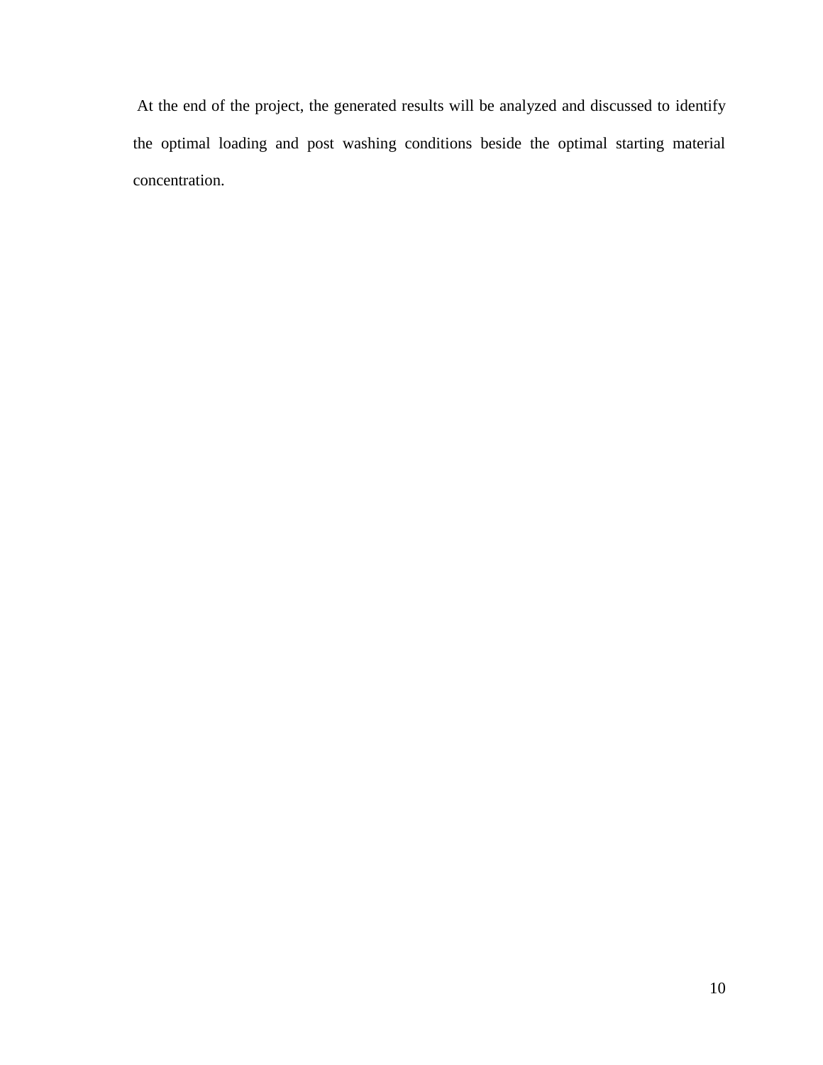At the end of the project, the generated results will be analyzed and discussed to identify the optimal loading and post washing conditions beside the optimal starting material concentration.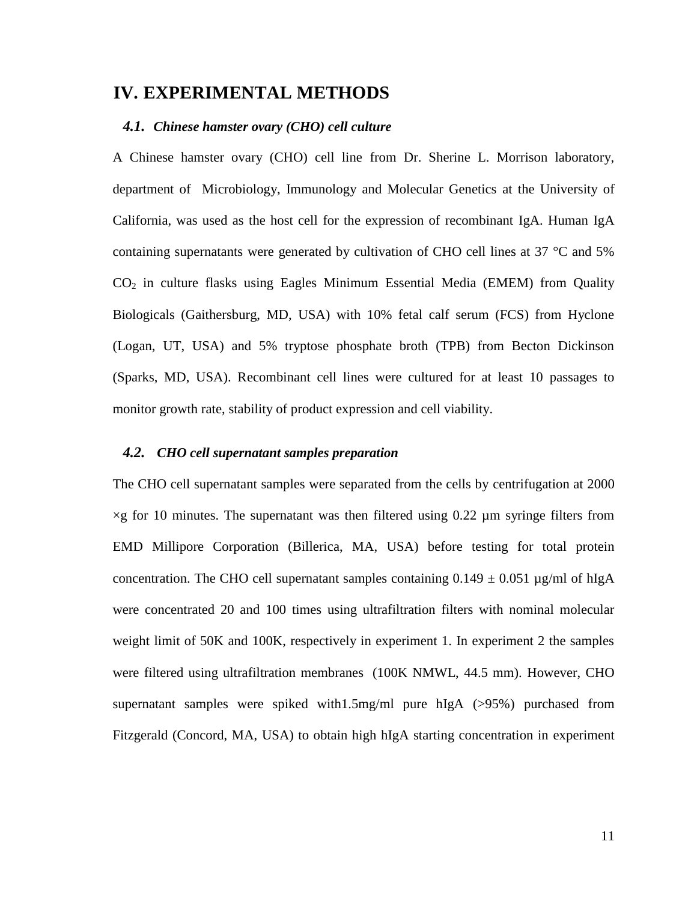# IV. EXPERIMENTAL METHODS

### *4.1. Chinese hamster ovary (CHO) cell culture*

A Chinese hamster ovary (CHO) cell line from Dr. Sherine L. Morrison laboratory, department of Microbiology, Immunology and Molecular Genetics at the University of California, was used as the host cell for the expression of recombinant IgA. Human IgA containing supernatants were generated by cultivation of CHO cell lines at 37 °C and 5% $CO_2$ in culture flasks using Eagles Minimum Essential Media (EMEM) from Quality Biologicals (Gaithersburg, MD, USA) with 10% fetal calf serum (FCS) from Hyclone (Logan, UT, USA) and 5% tryptose phosphate broth (TPB) from Becton Dickinson (Sparks, MD, USA). Recombinant cell lines were cultured for at least 10 passages to monitor growth rate, stability of product expression and cell viability.

### *4.2. CHO cell supernatant samples preparation*

The CHO cell supernatant samples were separated from the cells by centrifugation at 2000 ×g for 10 minutes. The supernatant was then filtered using 0.22 µm syringe filters from EMD Millipore Corporation (Billerica, MA, USA) before testing for total protein concentration. The CHO cell supernatant samples containing 0.149 ± 0.051 µg/ml of hIgA were concentrated 20 and 100 times using ultrafiltration filters with nominal molecular weight limit of 50K and 100K, respectively in experiment 1. In experiment 2 the samples were filtered using ultrafiltration membranes (100K NMWL, 44.5 mm). However, CHO supernatant samples were spiked with1.5mg/ml pure hIgA (>95%) purchased from Fitzgerald (Concord, MA, USA) to obtain high hIgA starting concentration in experiment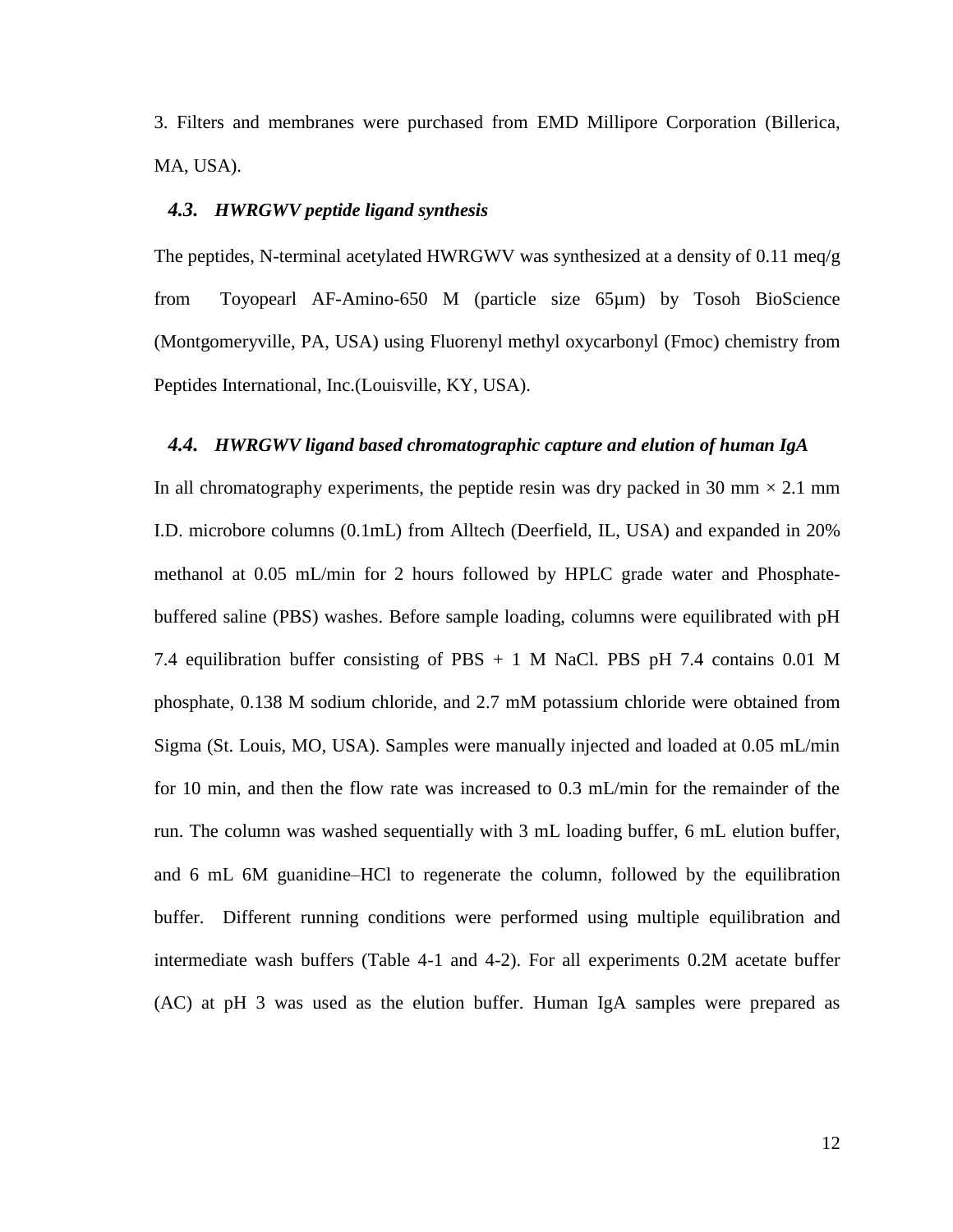3. Filters and membranes were purchased from EMD Millipore Corporation (Billerica, MA, USA).

### *4.3. HWRGWV peptide ligand synthesis*

The peptides, N-terminal acetylated HWRGWV was synthesized at a density of 0.11 meq/g from Toyopearl AF-Amino-650 M (particle size 65μm) by Tosoh BioScience (Montgomeryville, PA, USA) using Fluorenyl methyl oxycarbonyl (Fmoc) chemistry from Peptides International, Inc.(Louisville, KY, USA).

### *4.4. HWRGWV ligand based chromatographic capture and elution of human IgA*

In all chromatography experiments, the peptide resin was dry packed in 30 mm × 2.1 mm I.D. microbore columns (0.1mL) from Alltech (Deerfield, IL, USA) and expanded in 20% methanol at 0.05 mL/min for 2 hours followed by HPLC grade water and Phosphate-buffered saline (PBS) washes. Before sample loading, columns were equilibrated with pH 7.4 equilibration buffer consisting of PBS + 1 M NaCl. PBS pH 7.4 contains 0.01 M phosphate, 0.138 M sodium chloride, and 2.7 mM potassium chloride were obtained from Sigma (St. Louis, MO, USA). Samples were manually injected and loaded at 0.05 mL/min for 10 min, and then the flow rate was increased to 0.3 mL/min for the remainder of the run. The column was washed sequentially with 3 mL loading buffer, 6 mL elution buffer, and 6 mL 6M guanidine–HCl to regenerate the column, followed by the equilibration buffer. Different running conditions were performed using multiple equilibration and intermediate wash buffers (Table 4-1 and 4-2). For all experiments 0.2M acetate buffer (AC) at pH 3 was used as the elution buffer. Human IgA samples were prepared as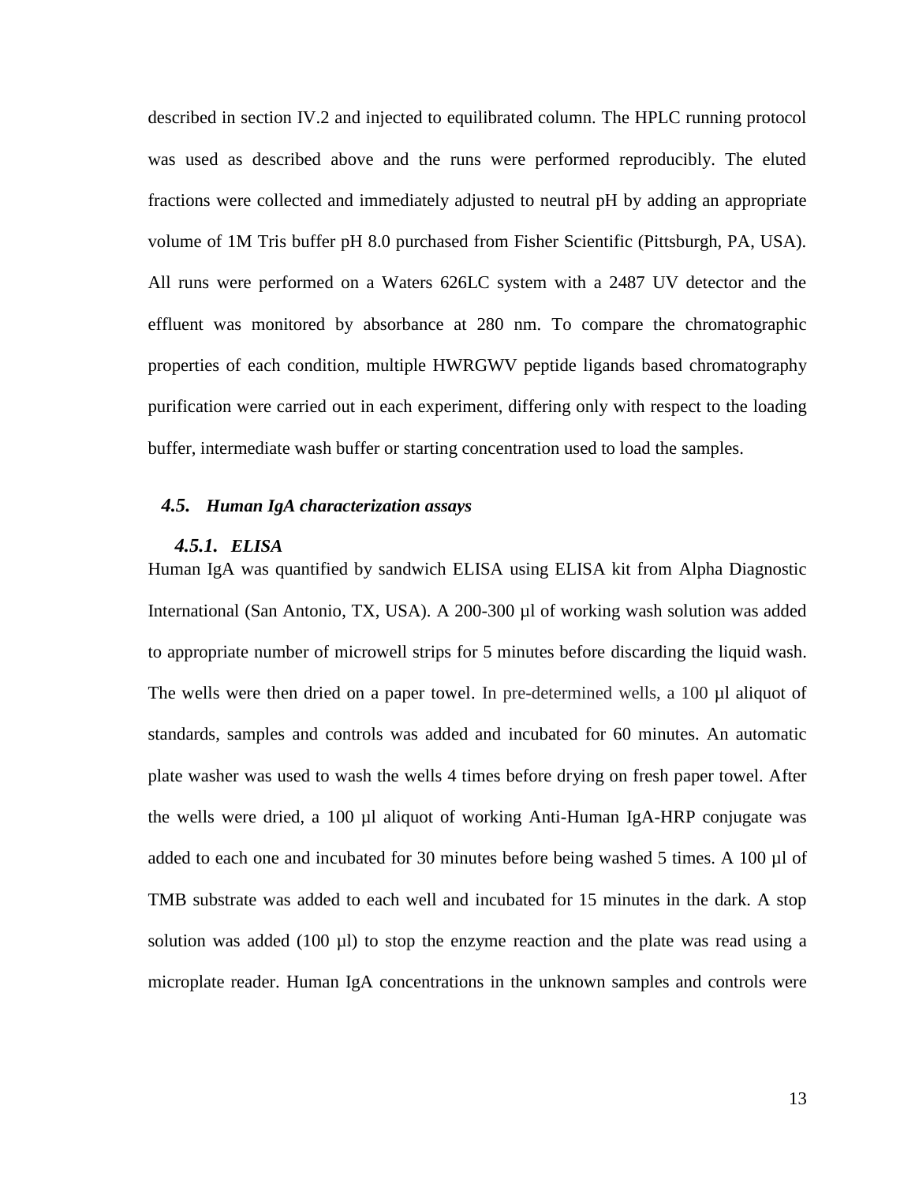described in section IV.2 and injected to equilibrated column. The HPLC running protocol was used as described above and the runs were performed reproducibly. The eluted fractions were collected and immediately adjusted to neutral pH by adding an appropriate volume of 1M Tris buffer pH 8.0 purchased from Fisher Scientific (Pittsburgh, PA, USA). All runs were performed on a Waters 626LC system with a 2487 UV detector and the effluent was monitored by absorbance at 280 nm. To compare the chromatographic properties of each condition, multiple HWRGWV peptide ligands based chromatography purification were carried out in each experiment, differing only with respect to the loading buffer, intermediate wash buffer or starting concentration used to load the samples.

## *4.5. Human IgA characterization assays*

### *4.5.1. ELISA*

Human IgA was quantified by sandwich ELISA using ELISA kit from Alpha Diagnostic International (San Antonio, TX, USA). A 200-300 µl of working wash solution was added to appropriate number of microwell strips for 5 minutes before discarding the liquid wash. The wells were then dried on a paper towel. In pre-determined wells, a 100 µl aliquot of standards, samples and controls was added and incubated for 60 minutes. An automatic plate washer was used to wash the wells 4 times before drying on fresh paper towel. After the wells were dried, a 100 µl aliquot of working Anti-Human IgA-HRP conjugate was added to each one and incubated for 30 minutes before being washed 5 times. A 100 µl of TMB substrate was added to each well and incubated for 15 minutes in the dark. A stop solution was added (100 µl) to stop the enzyme reaction and the plate was read using a microplate reader. Human IgA concentrations in the unknown samples and controls were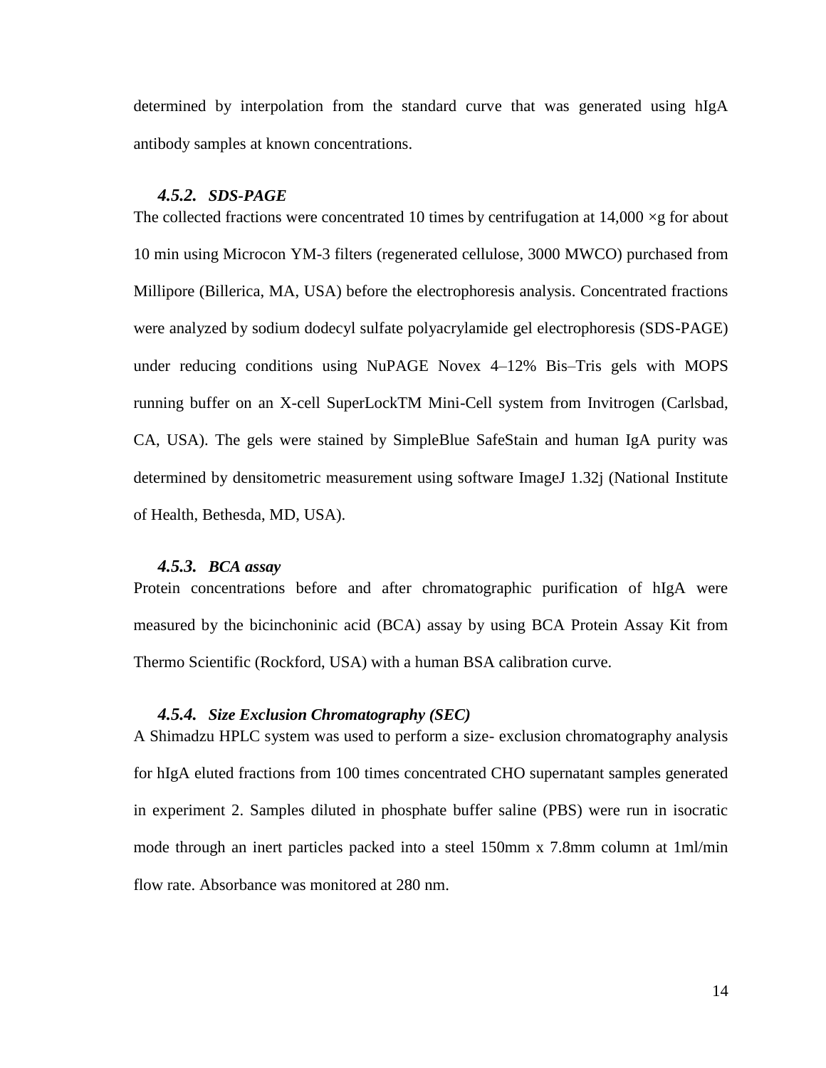determined by interpolation from the standard curve that was generated using hIgA antibody samples at known concentrations.

#### *4.5.2. SDS-PAGE*

The collected fractions were concentrated 10 times by centrifugation at 14,000 ×g for about 10 min using Microcon YM-3 filters (regenerated cellulose, 3000 MWCO) purchased from Millipore (Billerica, MA, USA) before the electrophoresis analysis. Concentrated fractions were analyzed by sodium dodecyl sulfate polyacrylamide gel electrophoresis (SDS-PAGE) under reducing conditions using NuPAGE Novex 4–12% Bis–Tris gels with MOPS running buffer on an X-cell SuperLockTM Mini-Cell system from Invitrogen (Carlsbad, CA, USA). The gels were stained by SimpleBlue SafeStain and human IgA purity was determined by densitometric measurement using software ImageJ 1.32j (National Institute of Health, Bethesda, MD, USA).

#### *4.5.3. BCA assay*

Protein concentrations before and after chromatographic purification of hIgA were measured by the bicinchoninic acid (BCA) assay by using BCA Protein Assay Kit from Thermo Scientific (Rockford, USA) with a human BSA calibration curve.

#### *4.5.4. Size Exclusion Chromatography (SEC)*

A Shimadzu HPLC system was used to perform a size- exclusion chromatography analysis for hIgA eluted fractions from 100 times concentrated CHO supernatant samples generated in experiment 2. Samples diluted in phosphate buffer saline (PBS) were run in isocratic mode through an inert particles packed into a steel 150mm x 7.8mm column at 1ml/min flow rate. Absorbance was monitored at 280 nm.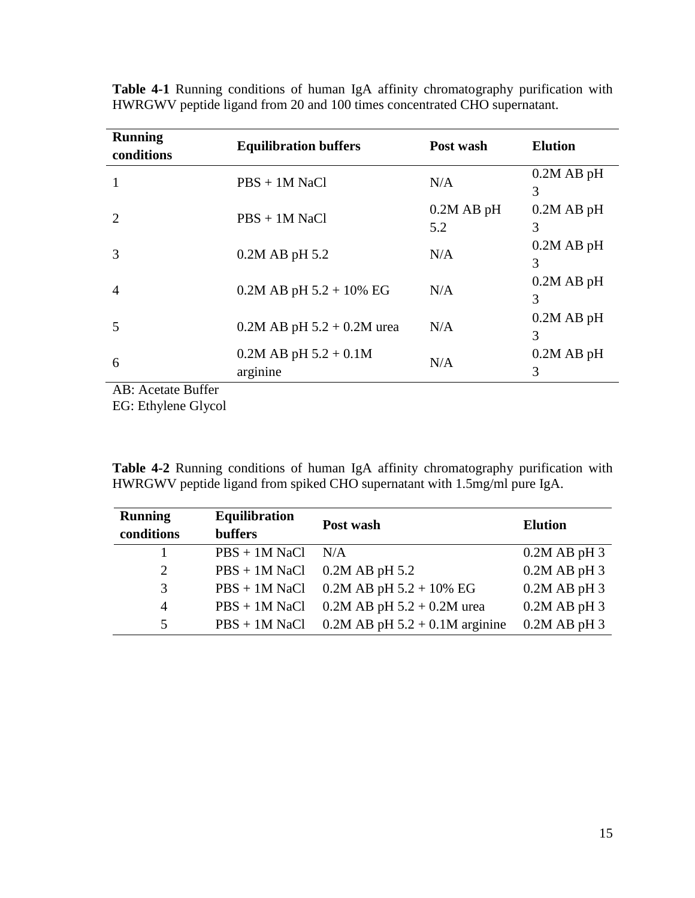**Table 4-1** Running conditions of human IgA affinity chromatography purification with HWRGWV peptide ligand from 20 and 100 times concentrated CHO supernatant.

| Running conditions | Equilibration buffers | Post wash | Elution |
|---|---|---|---|
| 1 | PBS + 1M NaCl | N/A | 0.2M AB pH 3 |
| 2 | PBS + 1M NaCl | 0.2M AB pH 5.2 | 0.2M AB pH 3 |
| 3 | 0.2M AB pH 5.2 | N/A | 0.2M AB pH 3 |
| 4 | 0.2M AB pH 5.2 + 10% EG | N/A | 0.2M AB pH 3 |
| 5 | 0.2M AB pH 5.2 + 0.2M urea | N/A | 0.2M AB pH 3 |
| 6 | 0.2M AB pH 5.2 + 0.1M arginine | N/A | 0.2M AB pH 3 |

AB: Acetate Buffer
EG: Ethylene Glycol

**Table 4-2** Running conditions of human IgA affinity chromatography purification with HWRGWV peptide ligand from spiked CHO supernatant with 1.5mg/ml pure IgA.

| Running conditions | Equilibration buffers | Post wash | Elution |
|---|---|---|---|
| 1 | PBS + 1M NaCl | N/A | 0.2M AB pH 3 |
| 2 | PBS + 1M NaCl | 0.2M AB pH 5.2 | 0.2M AB pH 3 |
| 3 | PBS + 1M NaCl | 0.2M AB pH 5.2 + 10% EG | 0.2M AB pH 3 |
| 4 | PBS + 1M NaCl | 0.2M AB pH 5.2 + 0.2M urea | 0.2M AB pH 3 |
| 5 | PBS + 1M NaCl | 0.2M AB pH 5.2 + 0.1M arginine | 0.2M AB pH 3 |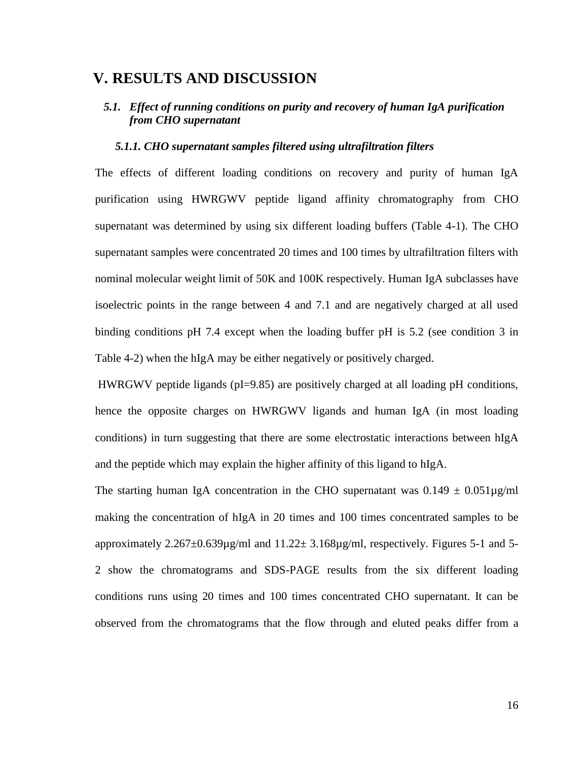# V. RESULTS AND DISCUSSION

## *5.1. Effect of running conditions on purity and recovery of human IgA purification from CHO supernatant*

### *5.1.1. CHO supernatant samples filtered using ultrafiltration filters*

The effects of different loading conditions on recovery and purity of human IgA purification using HWRGWV peptide ligand affinity chromatography from CHO supernatant was determined by using six different loading buffers (Table 4-1). The CHO supernatant samples were concentrated 20 times and 100 times by ultrafiltration filters with nominal molecular weight limit of 50K and 100K respectively. Human IgA subclasses have isoelectric points in the range between 4 and 7.1 and are negatively charged at all used binding conditions pH 7.4 except when the loading buffer pH is 5.2 (see condition 3 in Table 4-2) when the hIgA may be either negatively or positively charged.

HWRGWV peptide ligands (pI=9.85) are positively charged at all loading pH conditions, hence the opposite charges on HWRGWV ligands and human IgA (in most loading conditions) in turn suggesting that there are some electrostatic interactions between hIgA and the peptide which may explain the higher affinity of this ligand to hIgA.

The starting human IgA concentration in the CHO supernatant was 0.149 ± 0.051µg/ml making the concentration of hIgA in 20 times and 100 times concentrated samples to be approximately 2.267±0.639µg/ml and 11.22± 3.168µg/ml, respectively. Figures 5-1 and 5-2 show the chromatograms and SDS-PAGE results from the six different loading conditions runs using 20 times and 100 times concentrated CHO supernatant. It can be observed from the chromatograms that the flow through and eluted peaks differ from a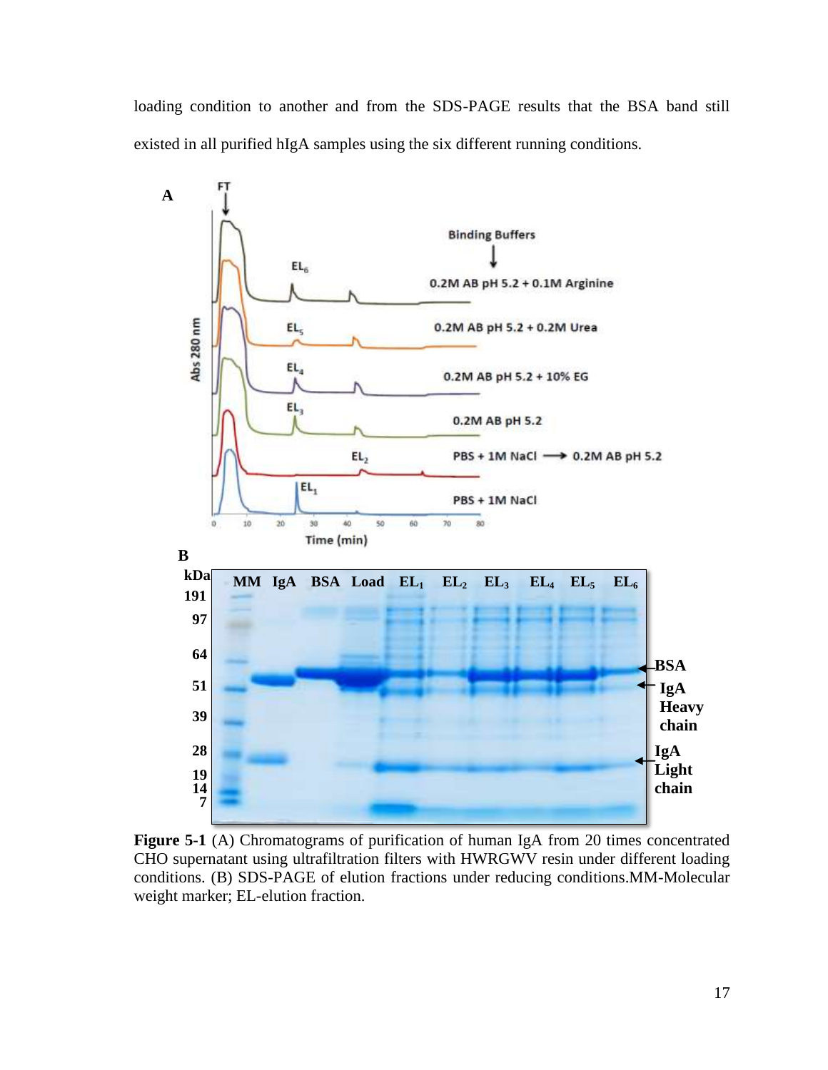loading condition to another and from the SDS-PAGE results that the BSA band still existed in all purified hIgA samples using the six different running conditions.

**Figure 5-1** (A) Chromatograms of purification of human IgA from 20 times concentrated CHO supernatant using ultrafiltration filters with HWRGWV resin under different loading conditions. (B) SDS-PAGE of elution fractions under reducing conditions.MM-Molecular weight marker; EL-elution fraction.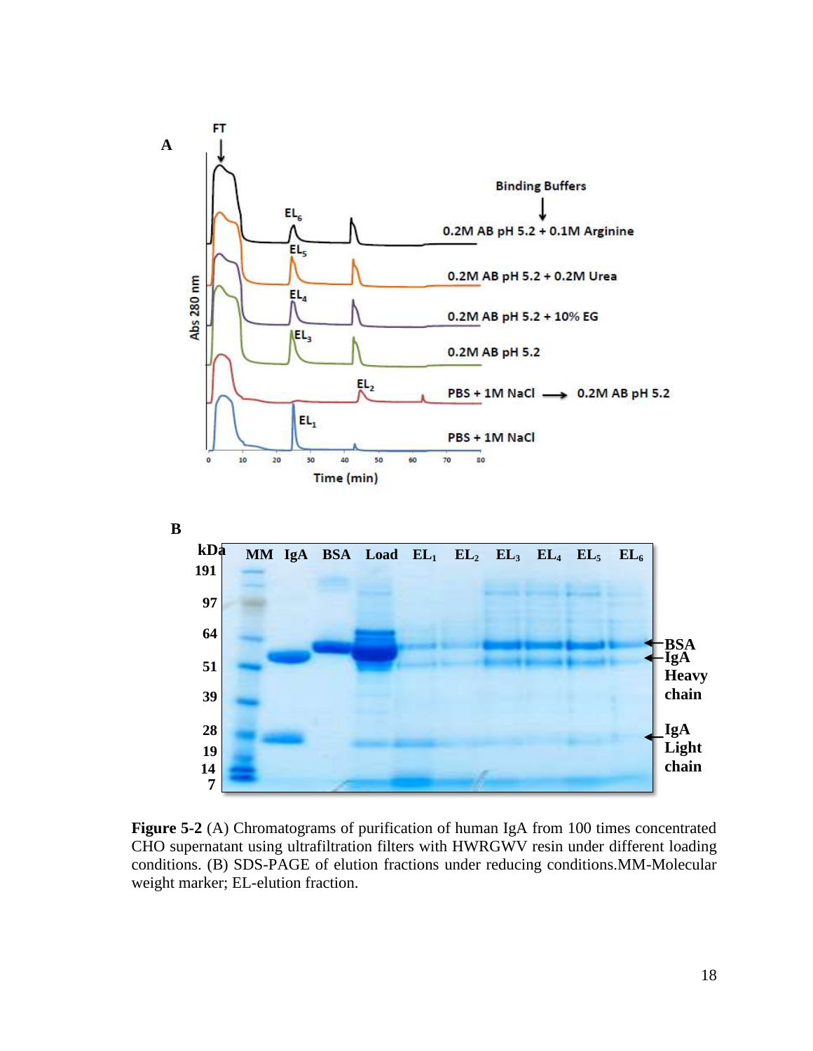**Figure 5-2** (A) Chromatograms of purification of human IgA from 100 times concentrated CHO supernatant using ultrafiltration filters with HWRGWV resin under different loading conditions. (B) SDS-PAGE of elution fractions under reducing conditions.MM-Molecular weight marker; EL-elution fraction.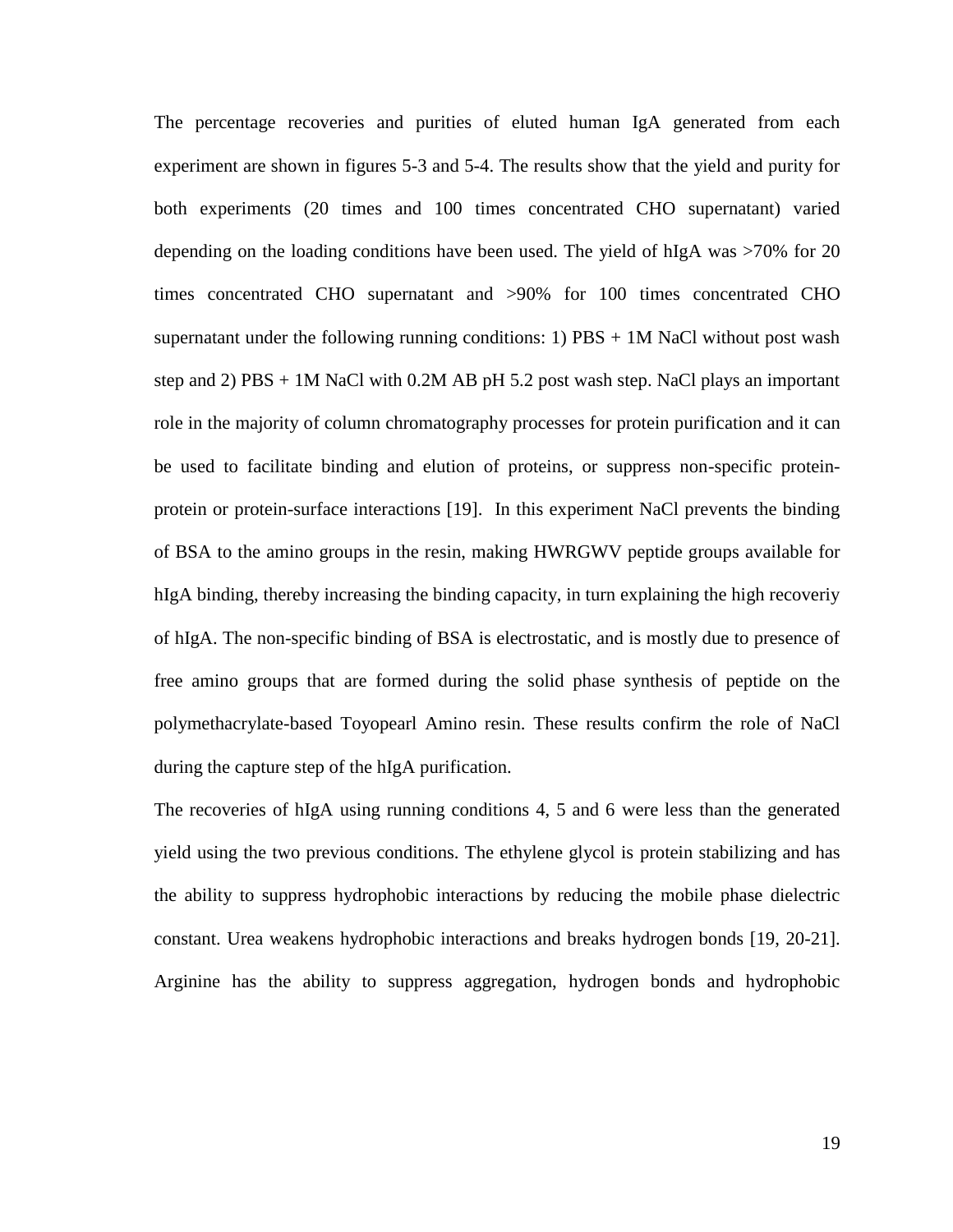The percentage recoveries and purities of eluted human IgA generated from each experiment are shown in figures 5-3 and 5-4. The results show that the yield and purity for both experiments (20 times and 100 times concentrated CHO supernatant) varied depending on the loading conditions have been used. The yield of hIgA was >70% for 20 times concentrated CHO supernatant and >90% for 100 times concentrated CHO supernatant under the following running conditions: 1) PBS + 1M NaCl without post wash step and 2) PBS + 1M NaCl with 0.2M AB pH 5.2 post wash step. NaCl plays an important role in the majority of column chromatography processes for protein purification and it can be used to facilitate binding and elution of proteins, or suppress non-specific protein-protein or protein-surface interactions [19]. In this experiment NaCl prevents the binding of BSA to the amino groups in the resin, making HWRGWV peptide groups available for hIgA binding, thereby increasing the binding capacity, in turn explaining the high recoveriy of hIgA. The non-specific binding of BSA is electrostatic, and is mostly due to presence of free amino groups that are formed during the solid phase synthesis of peptide on the polymethacrylate-based Toyopearl Amino resin. These results confirm the role of NaCl during the capture step of the hIgA purification.

The recoveries of hIgA using running conditions 4, 5 and 6 were less than the generated yield using the two previous conditions. The ethylene glycol is protein stabilizing and has the ability to suppress hydrophobic interactions by reducing the mobile phase dielectric constant. Urea weakens hydrophobic interactions and breaks hydrogen bonds [19, 20-21]. Arginine has the ability to suppress aggregation, hydrogen bonds and hydrophobic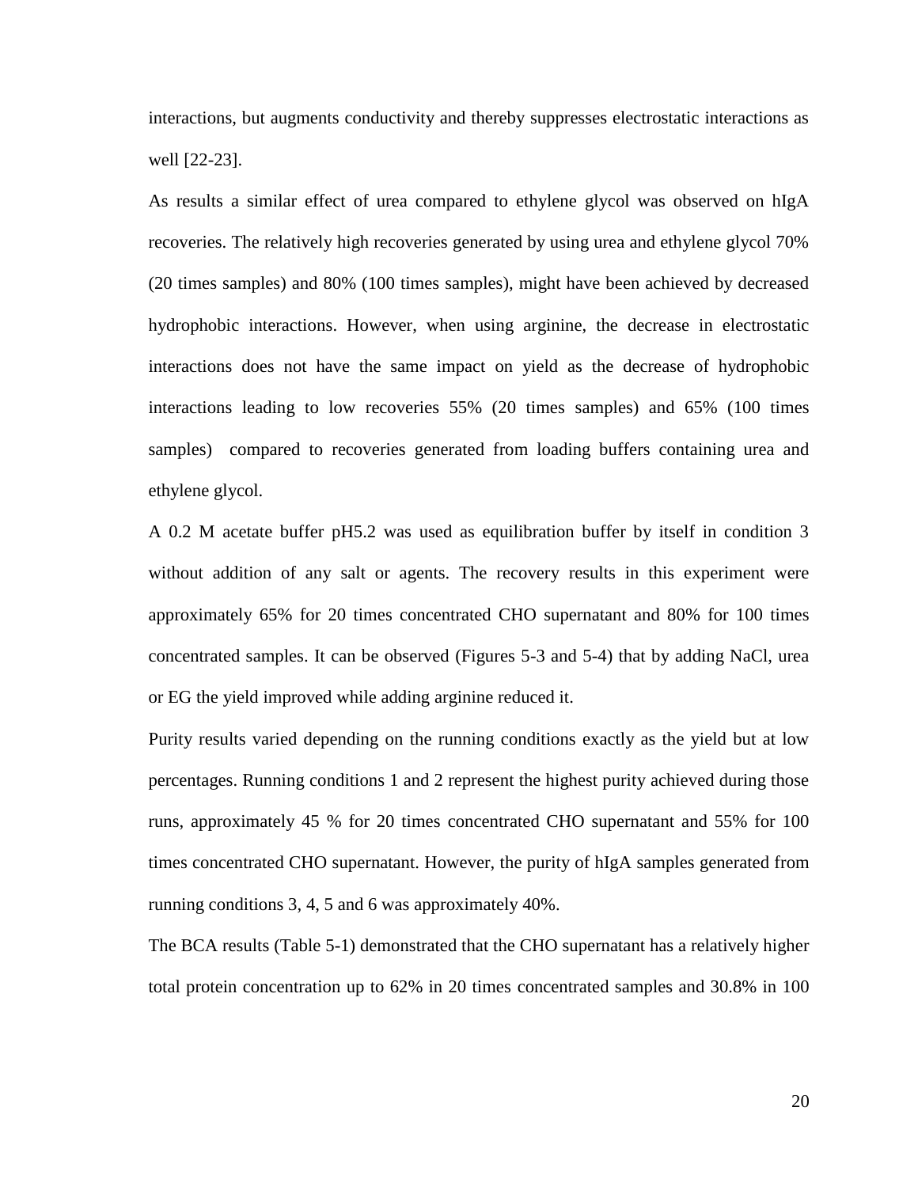interactions, but augments conductivity and thereby suppresses electrostatic interactions as well [22-23].

As results a similar effect of urea compared to ethylene glycol was observed on hIgA recoveries. The relatively high recoveries generated by using urea and ethylene glycol 70% (20 times samples) and 80% (100 times samples), might have been achieved by decreased hydrophobic interactions. However, when using arginine, the decrease in electrostatic interactions does not have the same impact on yield as the decrease of hydrophobic interactions leading to low recoveries 55% (20 times samples) and 65% (100 times samples) compared to recoveries generated from loading buffers containing urea and ethylene glycol.

A 0.2 M acetate buffer pH5.2 was used as equilibration buffer by itself in condition 3 without addition of any salt or agents. The recovery results in this experiment were approximately 65% for 20 times concentrated CHO supernatant and 80% for 100 times concentrated samples. It can be observed (Figures 5-3 and 5-4) that by adding NaCl, urea or EG the yield improved while adding arginine reduced it.

Purity results varied depending on the running conditions exactly as the yield but at low percentages. Running conditions 1 and 2 represent the highest purity achieved during those runs, approximately 45 % for 20 times concentrated CHO supernatant and 55% for 100 times concentrated CHO supernatant. However, the purity of hIgA samples generated from running conditions 3, 4, 5 and 6 was approximately 40%.

The BCA results (Table 5-1) demonstrated that the CHO supernatant has a relatively higher total protein concentration up to 62% in 20 times concentrated samples and 30.8% in 100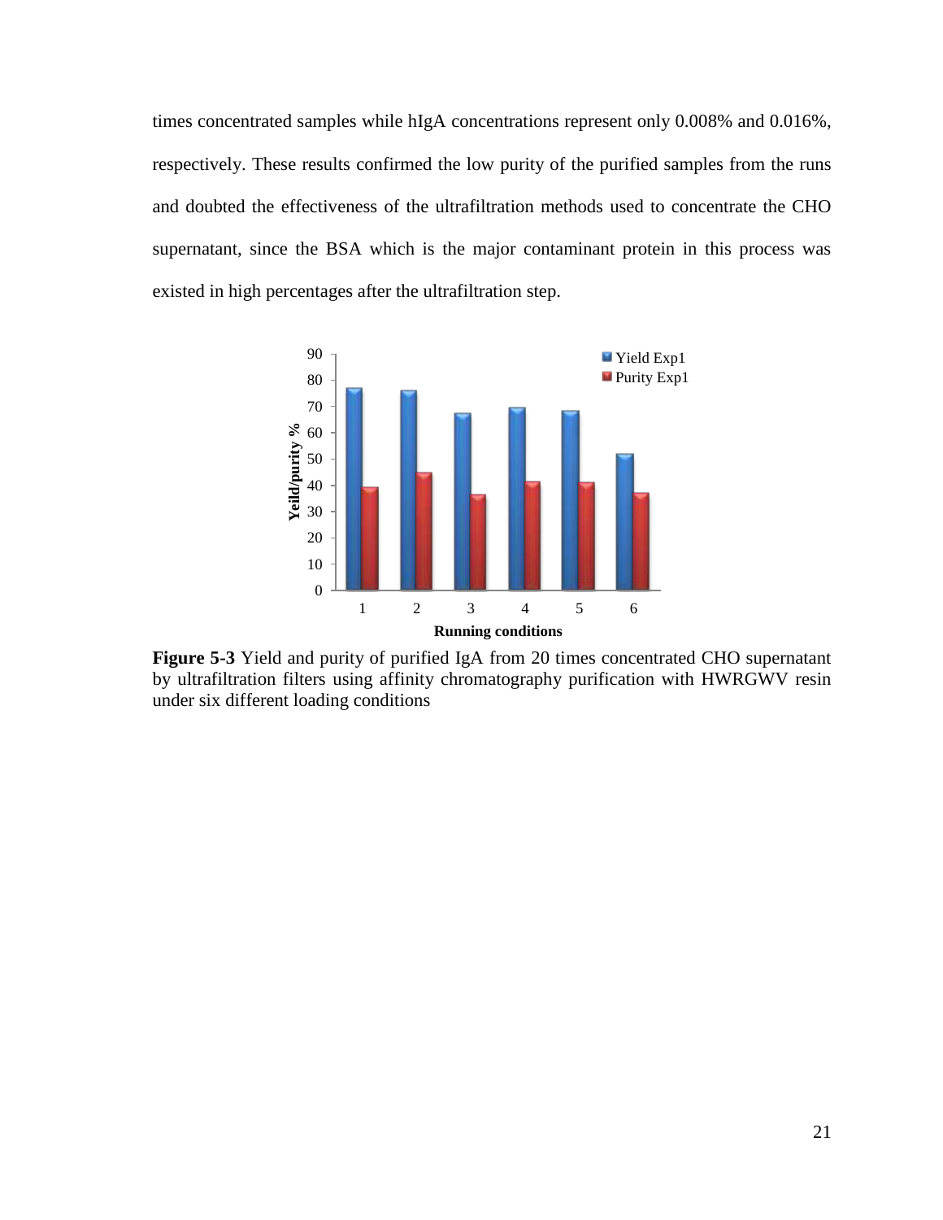times concentrated samples while hIgA concentrations represent only 0.008% and 0.016%, respectively. These results confirmed the low purity of the purified samples from the runs and doubted the effectiveness of the ultrafiltration methods used to concentrate the CHO supernatant, since the BSA which is the major contaminant protein in this process was existed in high percentages after the ultrafiltration step.

**Figure 5-3** Yield and purity of purified IgA from 20 times concentrated CHO supernatant by ultrafiltration filters using affinity chromatography purification with HWRGWV resin under six different loading conditions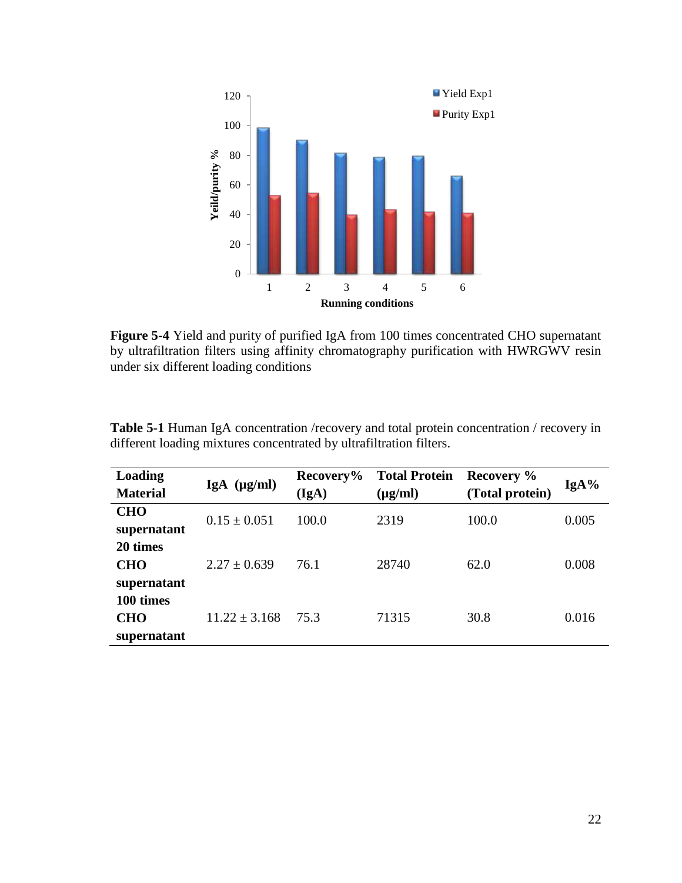**Figure 5-4** Yield and purity of purified IgA from 100 times concentrated CHO supernatant by ultrafiltration filters using affinity chromatography purification with HWRGWV resin under six different loading conditions

**Table 5-1** Human IgA concentration /recovery and total protein concentration / recovery in different loading mixtures concentrated by ultrafiltration filters.

| Loading Material | IgA (μg/ml) | Recovery% (IgA) | Total Protein (μg/ml) | Recovery % (Total protein) | IgA% |
|---|---|---|---|---|---|
| CHO supernatant | 0.15 ± 0.051 | 100.0 | 2319 | 100.0 | 0.005 |
| 20 times CHO supernatant | 2.27 ± 0.639 | 76.1 | 28740 | 62.0 | 0.008 |
| 100 times CHO supernatant | 11.22 ± 3.168 | 75.3 | 71315 | 30.8 | 0.016 |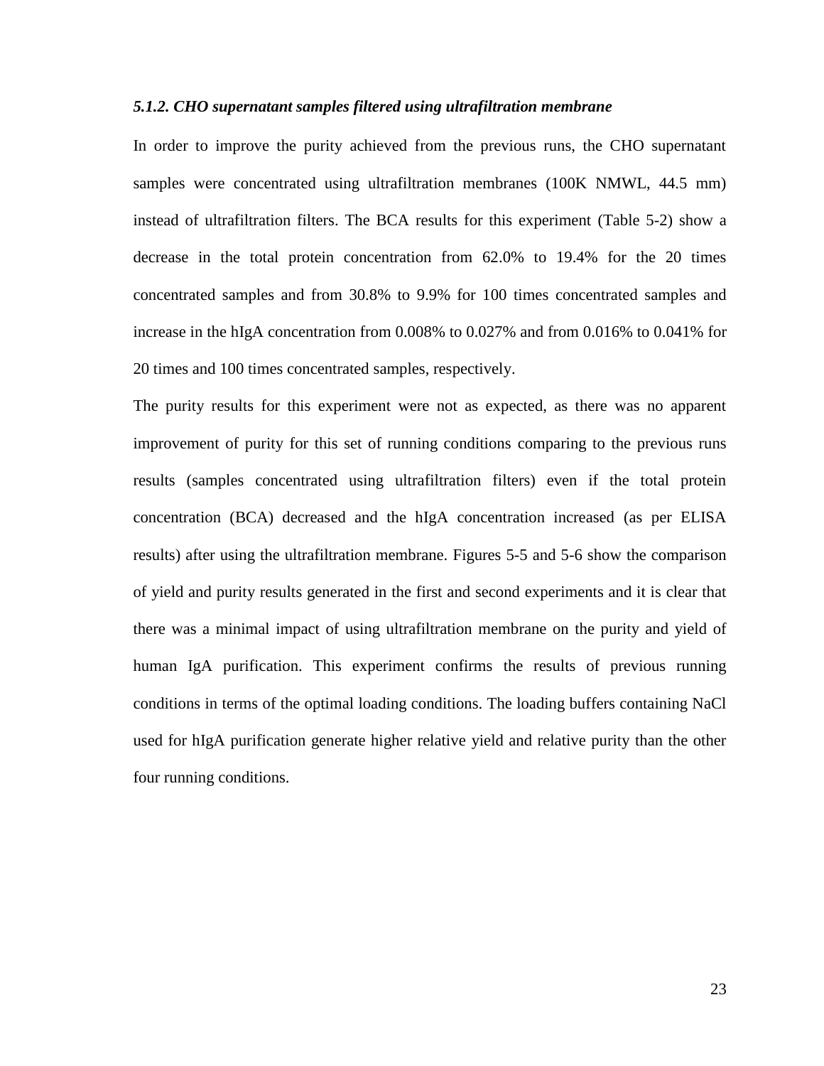### *5.1.2. CHO supernatant samples filtered using ultrafiltration membrane*

In order to improve the purity achieved from the previous runs, the CHO supernatant samples were concentrated using ultrafiltration membranes (100K NMWL, 44.5 mm) instead of ultrafiltration filters. The BCA results for this experiment (Table 5-2) show a decrease in the total protein concentration from 62.0% to 19.4% for the 20 times concentrated samples and from 30.8% to 9.9% for 100 times concentrated samples and increase in the hIgA concentration from 0.008% to 0.027% and from 0.016% to 0.041% for 20 times and 100 times concentrated samples, respectively.

The purity results for this experiment were not as expected, as there was no apparent improvement of purity for this set of running conditions comparing to the previous runs results (samples concentrated using ultrafiltration filters) even if the total protein concentration (BCA) decreased and the hIgA concentration increased (as per ELISA results) after using the ultrafiltration membrane. Figures 5-5 and 5-6 show the comparison of yield and purity results generated in the first and second experiments and it is clear that there was a minimal impact of using ultrafiltration membrane on the purity and yield of human IgA purification. This experiment confirms the results of previous running conditions in terms of the optimal loading conditions. The loading buffers containing NaCl used for hIgA purification generate higher relative yield and relative purity than the other four running conditions.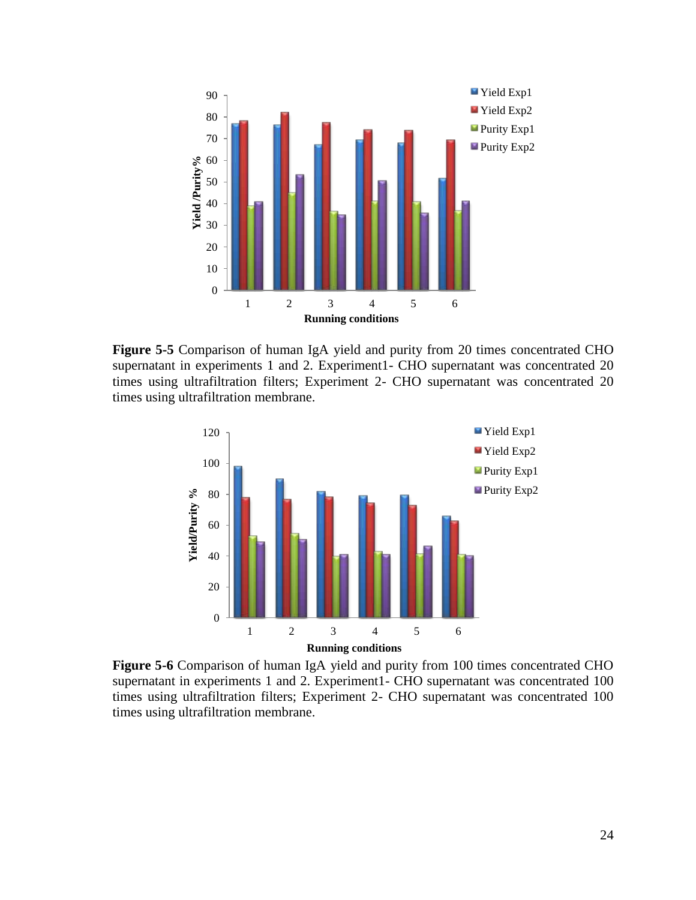**Figure 5-5** Comparison of human IgA yield and purity from 20 times concentrated CHO supernatant in experiments 1 and 2. Experiment1- CHO supernatant was concentrated 20 times using ultrafiltration filters; Experiment 2- CHO supernatant was concentrated 20 times using ultrafiltration membrane.

**Figure 5-6** Comparison of human IgA yield and purity from 100 times concentrated CHO supernatant in experiments 1 and 2. Experiment1- CHO supernatant was concentrated 100 times using ultrafiltration filters; Experiment 2- CHO supernatant was concentrated 100 times using ultrafiltration membrane.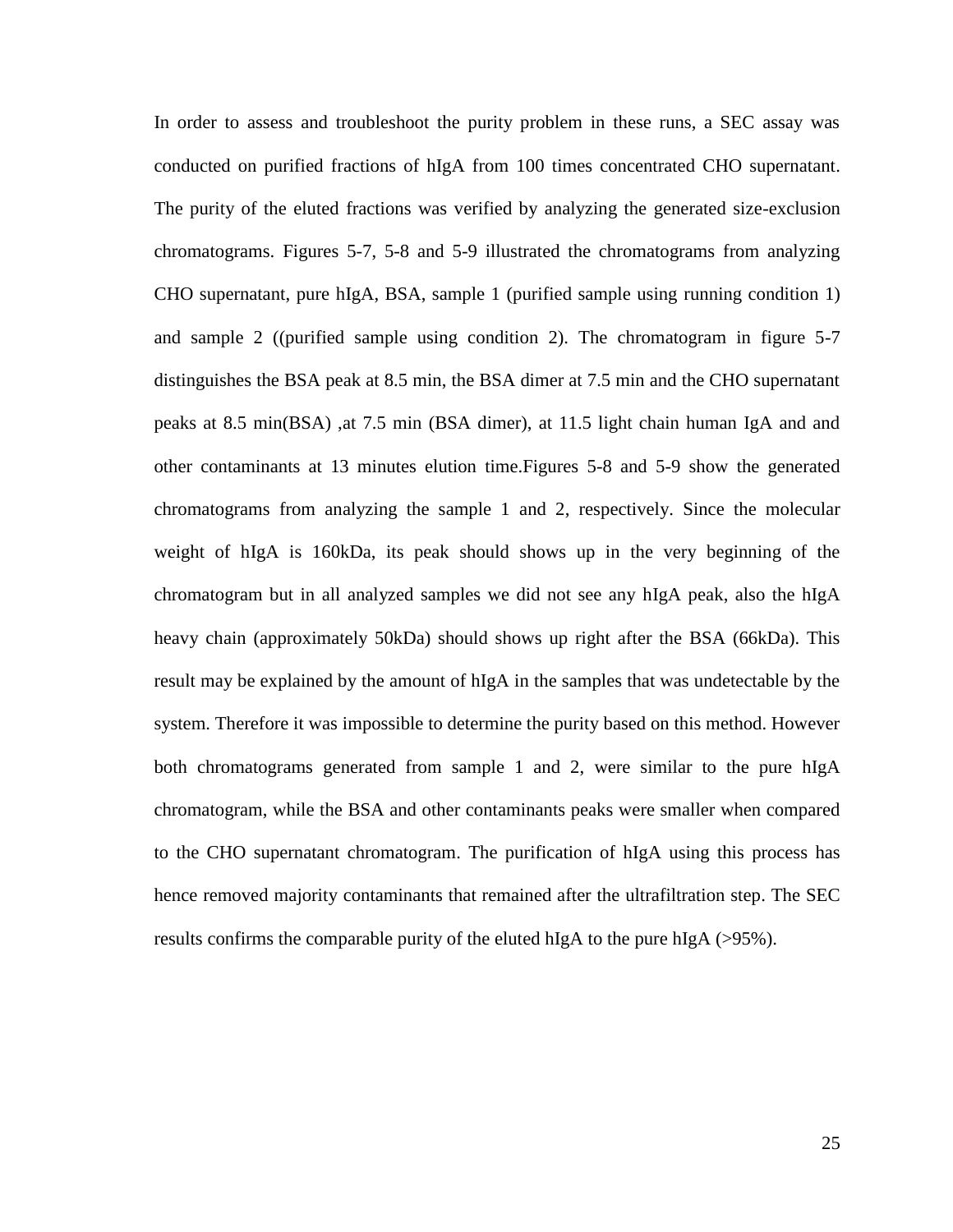In order to assess and troubleshoot the purity problem in these runs, a SEC assay was conducted on purified fractions of hIgA from 100 times concentrated CHO supernatant. The purity of the eluted fractions was verified by analyzing the generated size-exclusion chromatograms. Figures 5-7, 5-8 and 5-9 illustrated the chromatograms from analyzing CHO supernatant, pure hIgA, BSA, sample 1 (purified sample using running condition 1) and sample 2 ((purified sample using condition 2). The chromatogram in figure 5-7 distinguishes the BSA peak at 8.5 min, the BSA dimer at 7.5 min and the CHO supernatant peaks at 8.5 min(BSA) ,at 7.5 min (BSA dimer), at 11.5 light chain human IgA and and other contaminants at 13 minutes elution time.Figures 5-8 and 5-9 show the generated chromatograms from analyzing the sample 1 and 2, respectively. Since the molecular weight of hIgA is 160kDa, its peak should shows up in the very beginning of the chromatogram but in all analyzed samples we did not see any hIgA peak, also the hIgA heavy chain (approximately 50kDa) should shows up right after the BSA (66kDa). This result may be explained by the amount of hIgA in the samples that was undetectable by the system. Therefore it was impossible to determine the purity based on this method. However both chromatograms generated from sample 1 and 2, were similar to the pure hIgA chromatogram, while the BSA and other contaminants peaks were smaller when compared to the CHO supernatant chromatogram. The purification of hIgA using this process has hence removed majority contaminants that remained after the ultrafiltration step. The SEC results confirms the comparable purity of the eluted hIgA to the pure hIgA (>95%).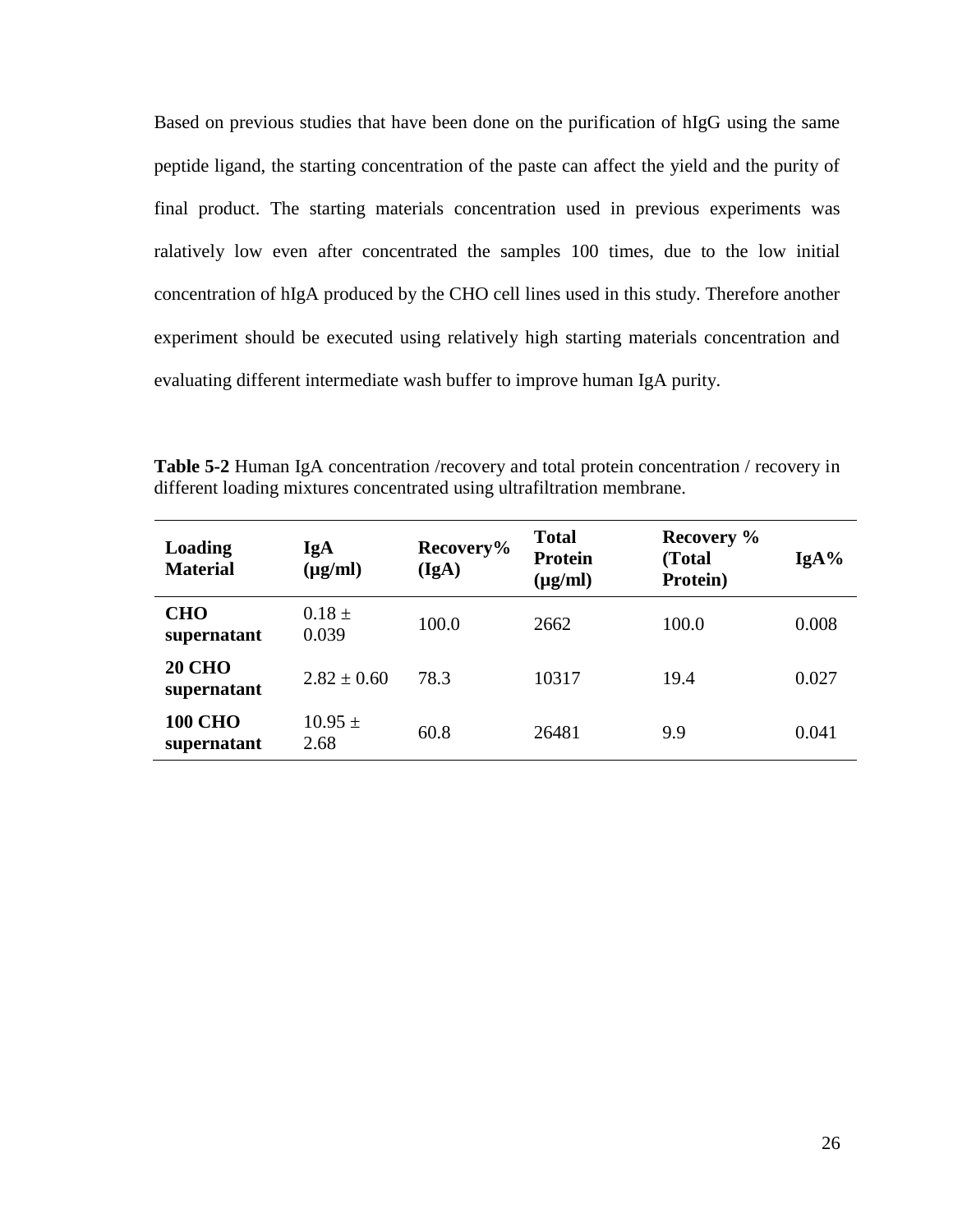Based on previous studies that have been done on the purification of hIgG using the same peptide ligand, the starting concentration of the paste can affect the yield and the purity of final product. The starting materials concentration used in previous experiments was ralatively low even after concentrated the samples 100 times, due to the low initial concentration of hIgA produced by the CHO cell lines used in this study. Therefore another experiment should be executed using relatively high starting materials concentration and evaluating different intermediate wash buffer to improve human IgA purity.

**Table 5-2** Human IgA concentration /recovery and total protein concentration / recovery in different loading mixtures concentrated using ultrafiltration membrane.

| Loading Material | IgA (µg/ml) | Recovery% (IgA) | Total Protein (µg/ml) | Recovery % (Total Protein) | IgA% |
|---|---|---|---|---|---|
| **CHO supernatant** | 0.18 ± 0.039 | 100.0 | 2662 | 100.0 | 0.008 |
| **20 CHO supernatant** | 2.82 ± 0.60 | 78.3 | 10317 | 19.4 | 0.027 |
| **100 CHO supernatant** | 10.95 ± 2.68 | 60.8 | 26481 | 9.9 | 0.041 |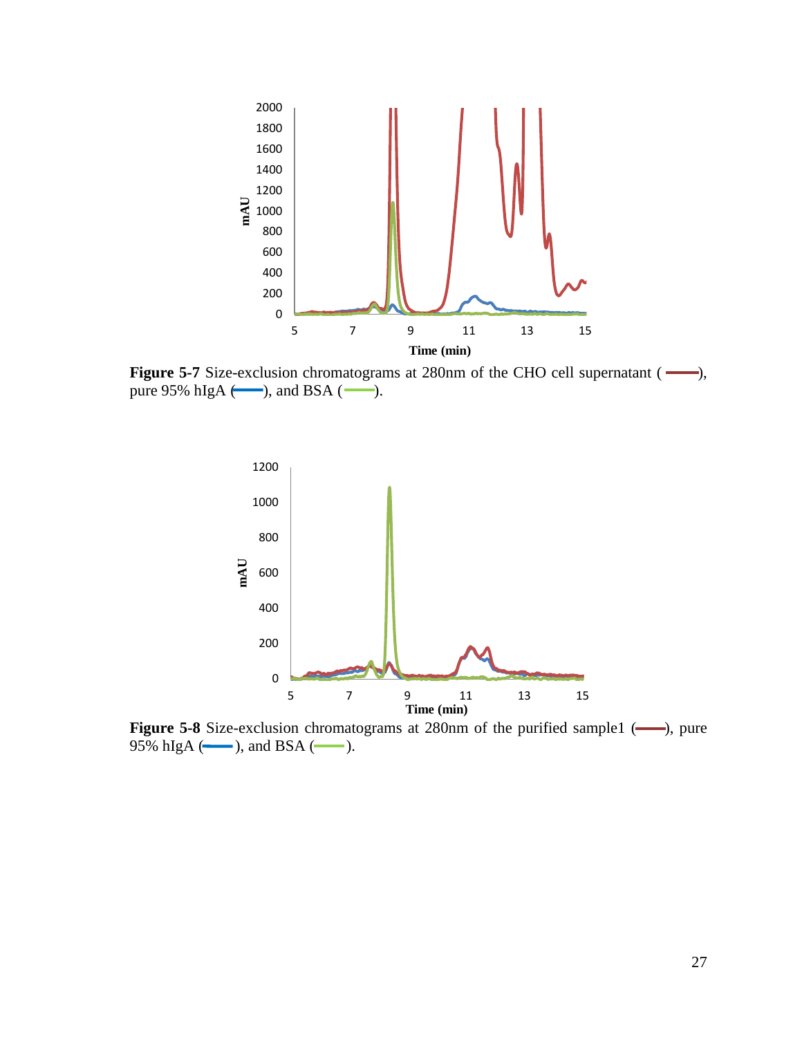**Figure 5-7** Size-exclusion chromatograms at 280nm of the CHO cell supernatant (——), pure 95% hIgA (——), and BSA (——).

**Figure 5-8** Size-exclusion chromatograms at 280nm of the purified sample1 (——), pure 95% hIgA (——), and BSA (——).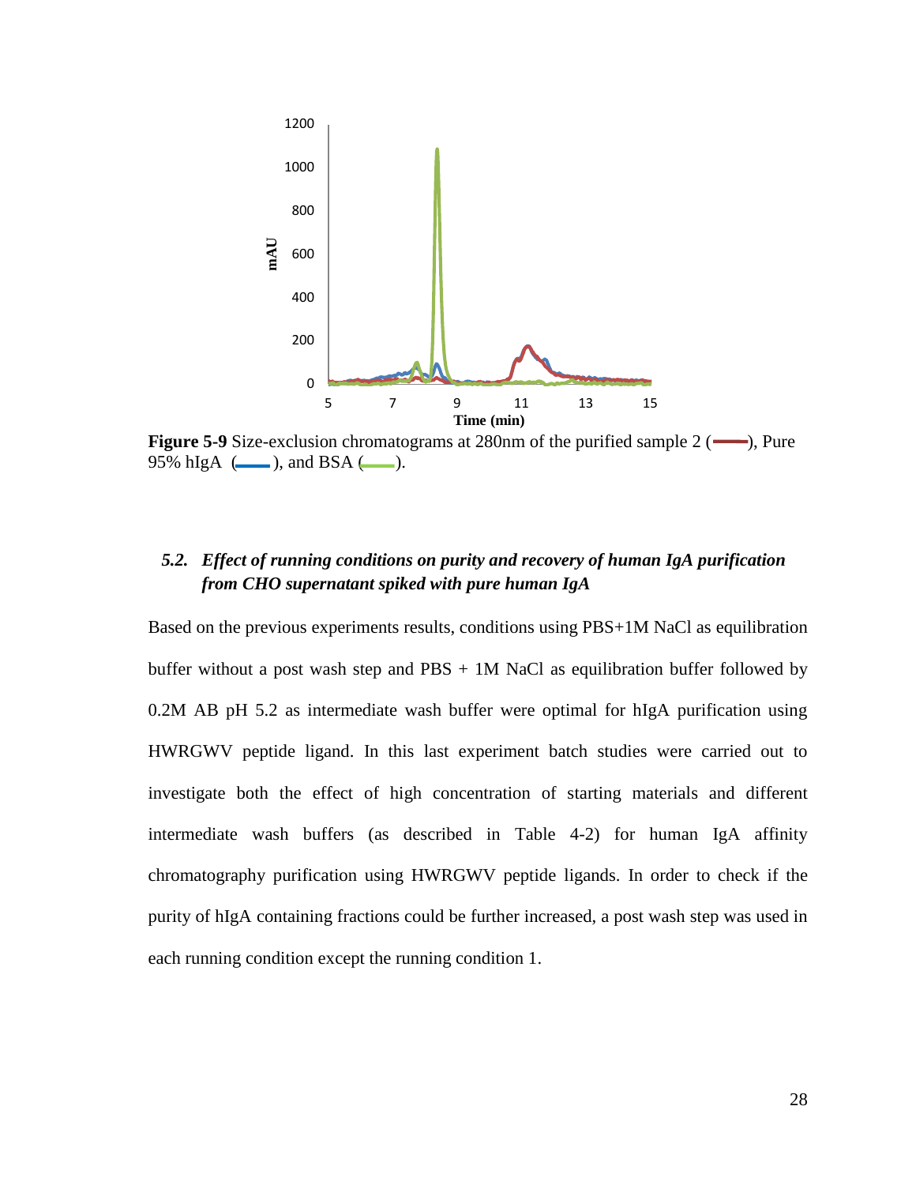**Figure 5-9** Size-exclusion chromatograms at 280nm of the purified sample 2 (▬▬), Pure 95% hIgA (▬▬), and BSA (▬▬).

### *5.2. Effect of running conditions on purity and recovery of human IgA purification from CHO supernatant spiked with pure human IgA*

Based on the previous experiments results, conditions using PBS+1M NaCl as equilibration buffer without a post wash step and PBS + 1M NaCl as equilibration buffer followed by 0.2M AB pH 5.2 as intermediate wash buffer were optimal for hIgA purification using HWRGWV peptide ligand. In this last experiment batch studies were carried out to investigate both the effect of high concentration of starting materials and different intermediate wash buffers (as described in Table 4-2) for human IgA affinity chromatography purification using HWRGWV peptide ligands. In order to check if the purity of hIgA containing fractions could be further increased, a post wash step was used in each running condition except the running condition 1.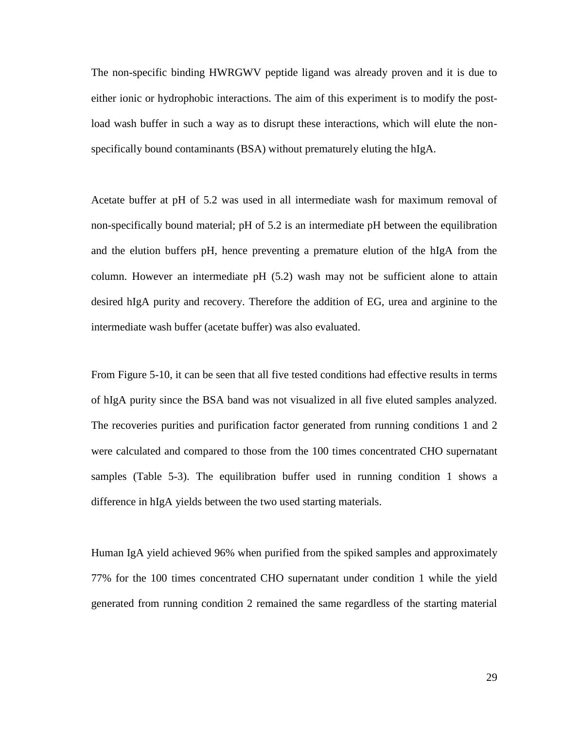The non-specific binding HWRGWV peptide ligand was already proven and it is due to either ionic or hydrophobic interactions. The aim of this experiment is to modify the post-load wash buffer in such a way as to disrupt these interactions, which will elute the non-specifically bound contaminants (BSA) without prematurely eluting the hIgA.

Acetate buffer at pH of 5.2 was used in all intermediate wash for maximum removal of non-specifically bound material; pH of 5.2 is an intermediate pH between the equilibration and the elution buffers pH, hence preventing a premature elution of the hIgA from the column. However an intermediate pH (5.2) wash may not be sufficient alone to attain desired hIgA purity and recovery. Therefore the addition of EG, urea and arginine to the intermediate wash buffer (acetate buffer) was also evaluated.

From Figure 5-10, it can be seen that all five tested conditions had effective results in terms of hIgA purity since the BSA band was not visualized in all five eluted samples analyzed. The recoveries purities and purification factor generated from running conditions 1 and 2 were calculated and compared to those from the 100 times concentrated CHO supernatant samples (Table 5-3). The equilibration buffer used in running condition 1 shows a difference in hIgA yields between the two used starting materials.

Human IgA yield achieved 96% when purified from the spiked samples and approximately 77% for the 100 times concentrated CHO supernatant under condition 1 while the yield generated from running condition 2 remained the same regardless of the starting material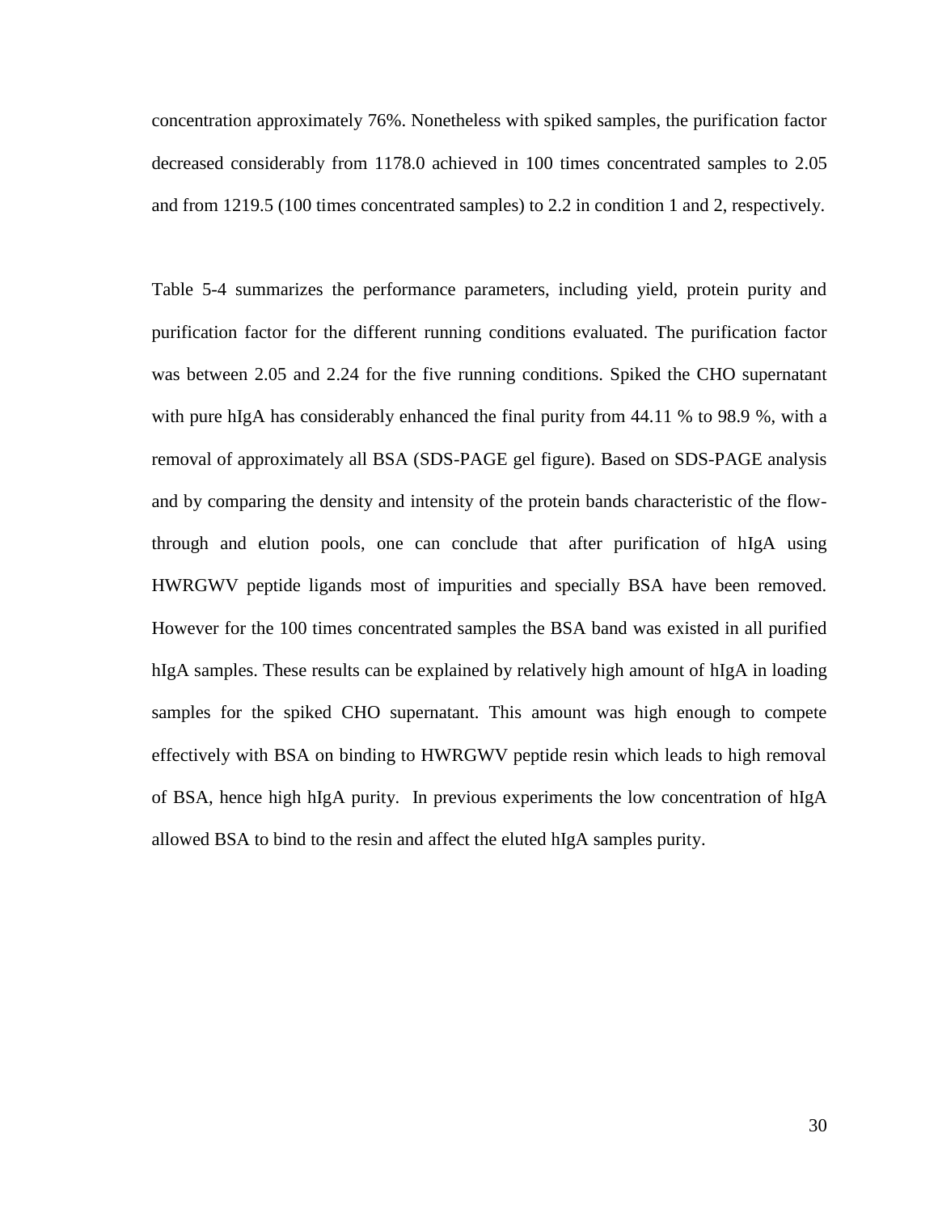concentration approximately 76%. Nonetheless with spiked samples, the purification factor decreased considerably from 1178.0 achieved in 100 times concentrated samples to 2.05 and from 1219.5 (100 times concentrated samples) to 2.2 in condition 1 and 2, respectively.

Table 5-4 summarizes the performance parameters, including yield, protein purity and purification factor for the different running conditions evaluated. The purification factor was between 2.05 and 2.24 for the five running conditions. Spiked the CHO supernatant with pure hIgA has considerably enhanced the final purity from 44.11 % to 98.9 %, with a removal of approximately all BSA (SDS-PAGE gel figure). Based on SDS-PAGE analysis and by comparing the density and intensity of the protein bands characteristic of the flow-through and elution pools, one can conclude that after purification of hIgA using HWRGWV peptide ligands most of impurities and specially BSA have been removed. However for the 100 times concentrated samples the BSA band was existed in all purified hIgA samples. These results can be explained by relatively high amount of hIgA in loading samples for the spiked CHO supernatant. This amount was high enough to compete effectively with BSA on binding to HWRGWV peptide resin which leads to high removal of BSA, hence high hIgA purity. In previous experiments the low concentration of hIgA allowed BSA to bind to the resin and affect the eluted hIgA samples purity.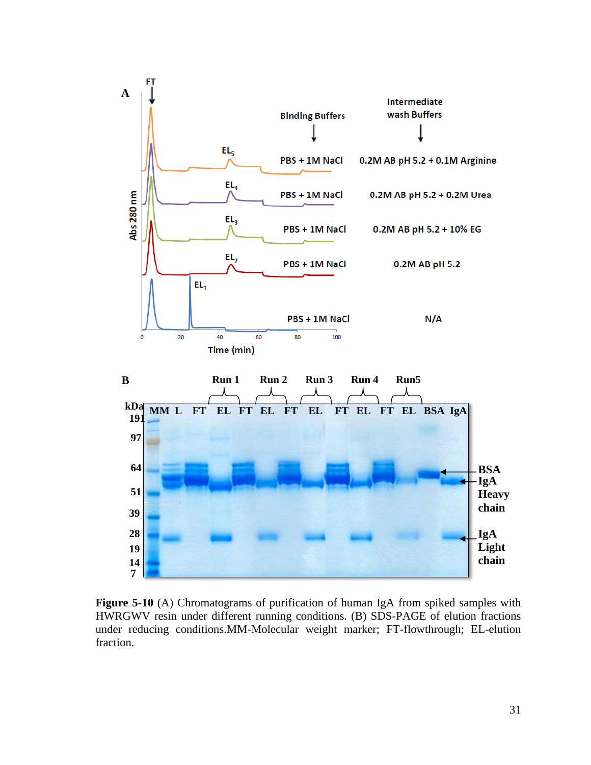Figure 5-10 (A) Chromatograms of purification of human IgA from spiked samples with HWRGWV resin under different running conditions. (B) SDS-PAGE of elution fractions under reducing conditions.MM-Molecular weight marker; FT-flowthrough; EL-elution fraction.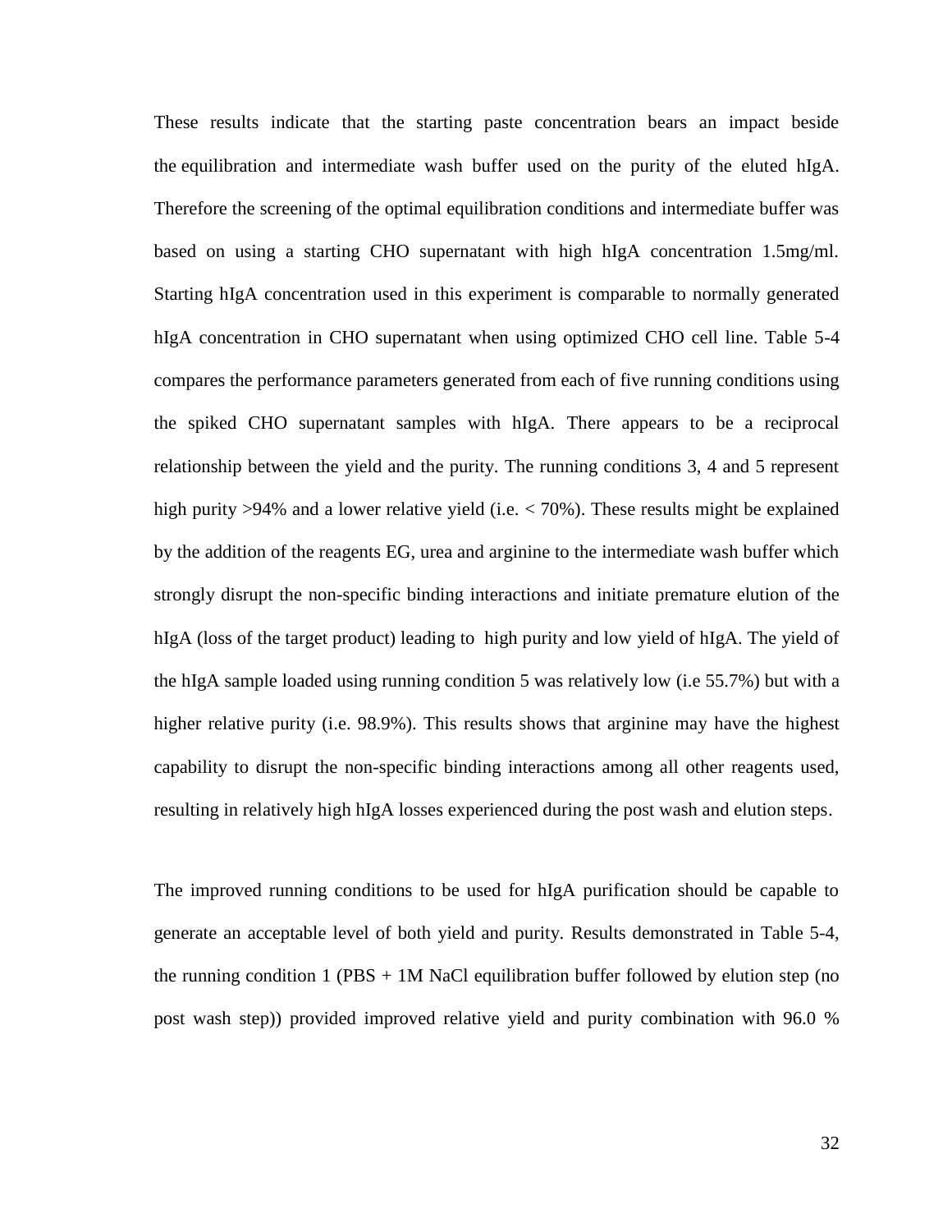These results indicate that the starting paste concentration bears an impact beside the equilibration and intermediate wash buffer used on the purity of the eluted hIgA. Therefore the screening of the optimal equilibration conditions and intermediate buffer was based on using a starting CHO supernatant with high hIgA concentration 1.5mg/ml. Starting hIgA concentration used in this experiment is comparable to normally generated hIgA concentration in CHO supernatant when using optimized CHO cell line. Table 5-4 compares the performance parameters generated from each of five running conditions using the spiked CHO supernatant samples with hIgA. There appears to be a reciprocal relationship between the yield and the purity. The running conditions 3, 4 and 5 represent high purity >94% and a lower relative yield (i.e. < 70%). These results might be explained by the addition of the reagents EG, urea and arginine to the intermediate wash buffer which strongly disrupt the non-specific binding interactions and initiate premature elution of the hIgA (loss of the target product) leading to high purity and low yield of hIgA. The yield of the hIgA sample loaded using running condition 5 was relatively low (i.e 55.7%) but with a higher relative purity (i.e. 98.9%). This results shows that arginine may have the highest capability to disrupt the non-specific binding interactions among all other reagents used, resulting in relatively high hIgA losses experienced during the post wash and elution steps.

The improved running conditions to be used for hIgA purification should be capable to generate an acceptable level of both yield and purity. Results demonstrated in Table 5-4, the running condition 1 (PBS + 1M NaCl equilibration buffer followed by elution step (no post wash step)) provided improved relative yield and purity combination with 96.0 %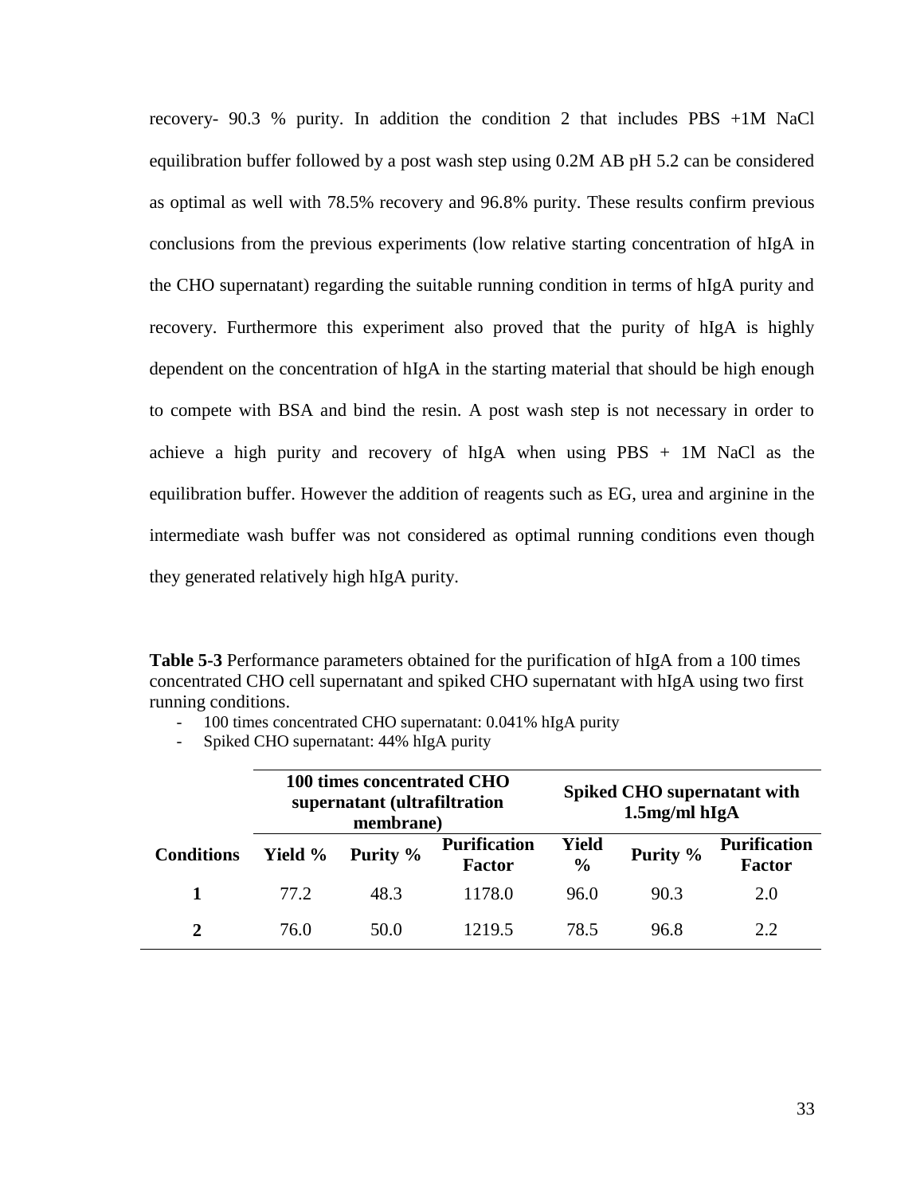recovery- 90.3 % purity. In addition the condition 2 that includes PBS +1M NaCl equilibration buffer followed by a post wash step using 0.2M AB pH 5.2 can be considered as optimal as well with 78.5% recovery and 96.8% purity. These results confirm previous conclusions from the previous experiments (low relative starting concentration of hIgA in the CHO supernatant) regarding the suitable running condition in terms of hIgA purity and recovery. Furthermore this experiment also proved that the purity of hIgA is highly dependent on the concentration of hIgA in the starting material that should be high enough to compete with BSA and bind the resin. A post wash step is not necessary in order to achieve a high purity and recovery of hIgA when using PBS + 1M NaCl as the equilibration buffer. However the addition of reagents such as EG, urea and arginine in the intermediate wash buffer was not considered as optimal running conditions even though they generated relatively high hIgA purity.

**Table 5-3** Performance parameters obtained for the purification of hIgA from a 100 times concentrated CHO cell supernatant and spiked CHO supernatant with hIgA using two first running conditions.

- 100 times concentrated CHO supernatant: 0.041% hIgA purity
- Spiked CHO supernatant: 44% hIgA purity

| | **100 times concentrated CHO supernatant (ultrafiltration membrane)** | | | **Spiked CHO supernatant with 1.5mg/ml hIgA** | | |
|---|---|---|---|---|---|---|
| **Conditions** | **Yield %** | **Purity %** | **Purification Factor** | **Yield %** | **Purity %** | **Purification Factor** |
| **1** | 77.2 | 48.3 | 1178.0 | 96.0 | 90.3 | 2.0 |
| **2** | 76.0 | 50.0 | 1219.5 | 78.5 | 96.8 | 2.2 |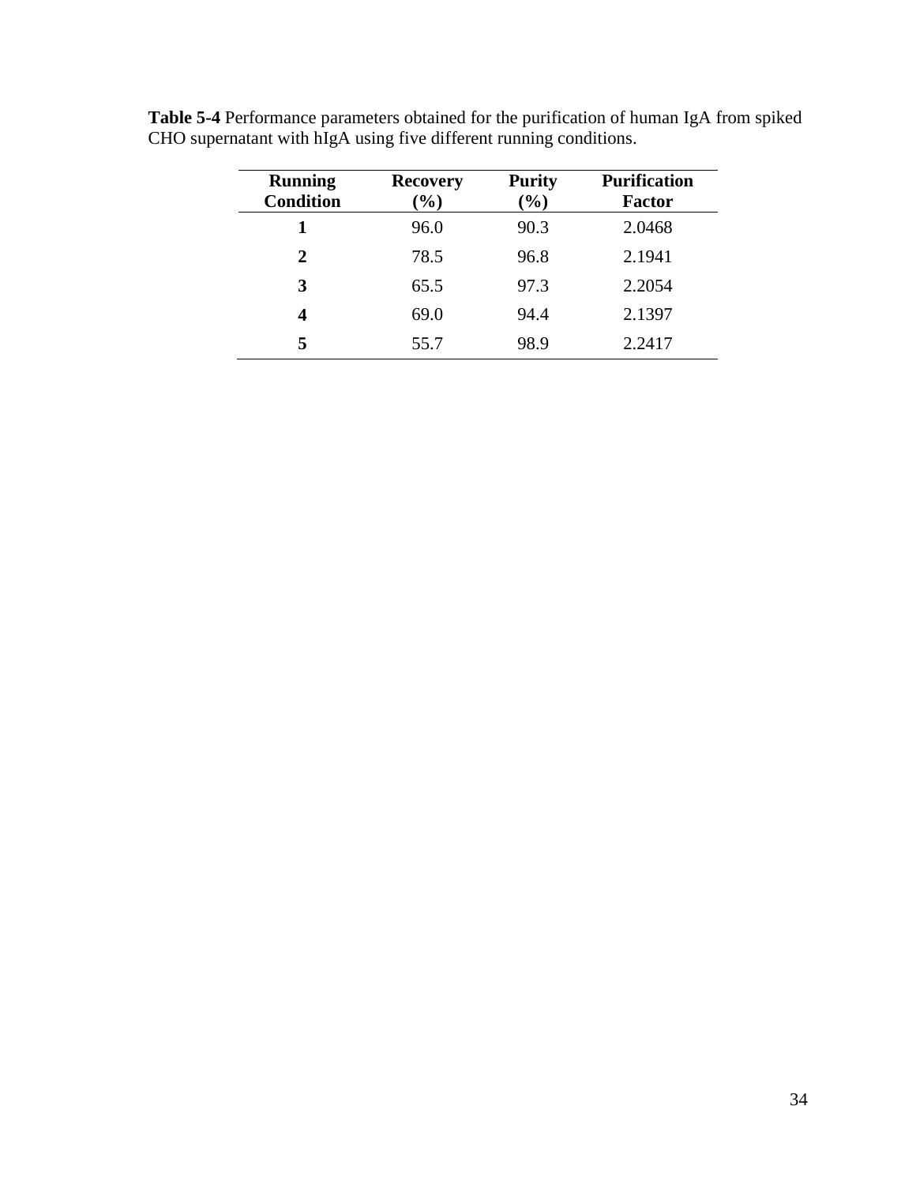**Table 5-4** Performance parameters obtained for the purification of human IgA from spiked CHO supernatant with hIgA using five different running conditions.

| Running Condition | Recovery (%) | Purity (%) | Purification Factor |
|---|---|---|---|
| **1** | 96.0 | 90.3 | 2.0468 |
| **2** | 78.5 | 96.8 | 2.1941 |
| **3** | 65.5 | 97.3 | 2.2054 |
| **4** | 69.0 | 94.4 | 2.1397 |
| **5** | 55.7 | 98.9 | 2.2417 |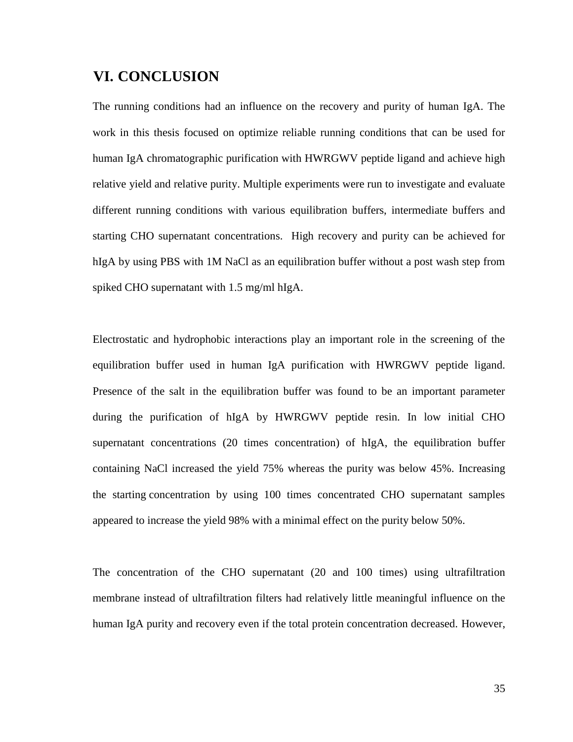# VI. CONCLUSION

The running conditions had an influence on the recovery and purity of human IgA. The work in this thesis focused on optimize reliable running conditions that can be used for human IgA chromatographic purification with HWRGWV peptide ligand and achieve high relative yield and relative purity. Multiple experiments were run to investigate and evaluate different running conditions with various equilibration buffers, intermediate buffers and starting CHO supernatant concentrations. High recovery and purity can be achieved for hIgA by using PBS with 1M NaCl as an equilibration buffer without a post wash step from spiked CHO supernatant with 1.5 mg/ml hIgA.

Electrostatic and hydrophobic interactions play an important role in the screening of the equilibration buffer used in human IgA purification with HWRGWV peptide ligand. Presence of the salt in the equilibration buffer was found to be an important parameter during the purification of hIgA by HWRGWV peptide resin. In low initial CHO supernatant concentrations (20 times concentration) of hIgA, the equilibration buffer containing NaCl increased the yield 75% whereas the purity was below 45%. Increasing the starting concentration by using 100 times concentrated CHO supernatant samples appeared to increase the yield 98% with a minimal effect on the purity below 50%.

The concentration of the CHO supernatant (20 and 100 times) using ultrafiltration membrane instead of ultrafiltration filters had relatively little meaningful influence on the human IgA purity and recovery even if the total protein concentration decreased. However,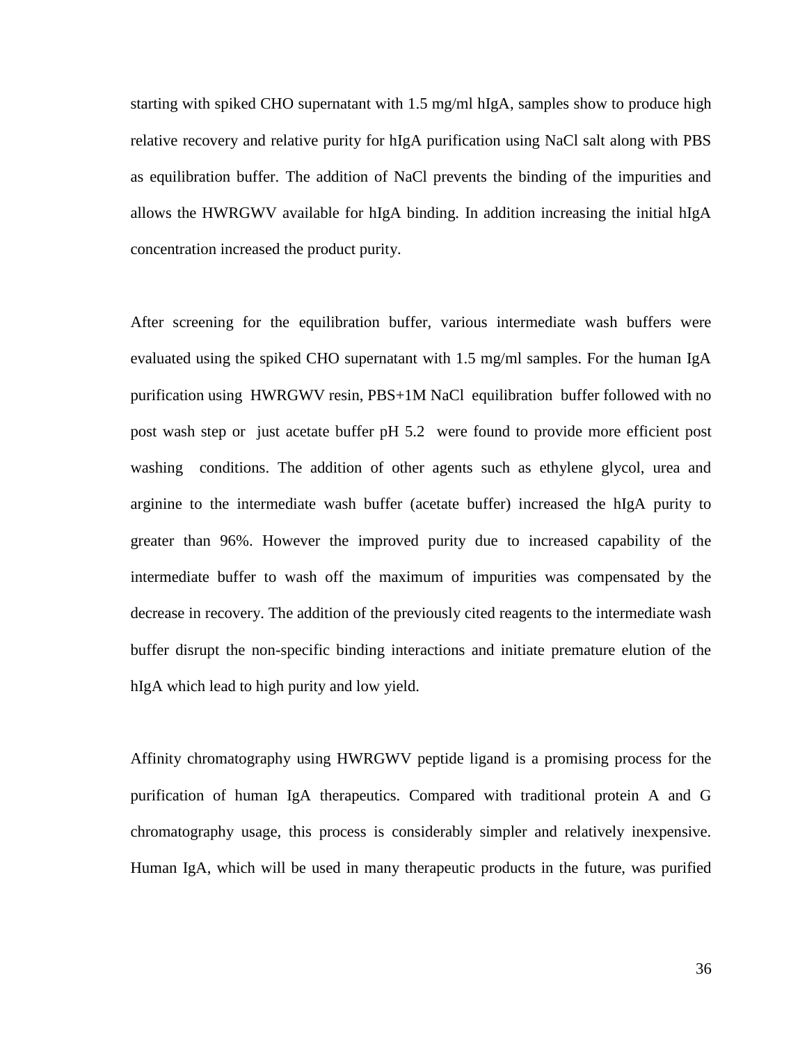starting with spiked CHO supernatant with 1.5 mg/ml hIgA, samples show to produce high relative recovery and relative purity for hIgA purification using NaCl salt along with PBS as equilibration buffer. The addition of NaCl prevents the binding of the impurities and allows the HWRGWV available for hIgA binding. In addition increasing the initial hIgA concentration increased the product purity.

After screening for the equilibration buffer, various intermediate wash buffers were evaluated using the spiked CHO supernatant with 1.5 mg/ml samples. For the human IgA purification using HWRGWV resin, PBS+1M NaCl equilibration buffer followed with no post wash step or just acetate buffer pH 5.2 were found to provide more efficient post washing conditions. The addition of other agents such as ethylene glycol, urea and arginine to the intermediate wash buffer (acetate buffer) increased the hIgA purity to greater than 96%. However the improved purity due to increased capability of the intermediate buffer to wash off the maximum of impurities was compensated by the decrease in recovery. The addition of the previously cited reagents to the intermediate wash buffer disrupt the non-specific binding interactions and initiate premature elution of the hIgA which lead to high purity and low yield.

Affinity chromatography using HWRGWV peptide ligand is a promising process for the purification of human IgA therapeutics. Compared with traditional protein A and G chromatography usage, this process is considerably simpler and relatively inexpensive. Human IgA, which will be used in many therapeutic products in the future, was purified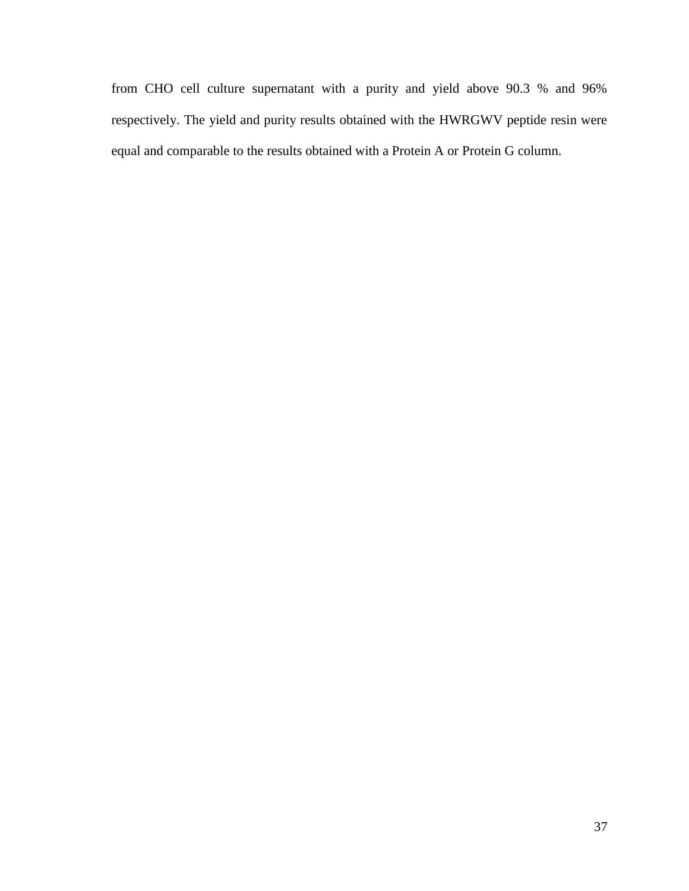from CHO cell culture supernatant with a purity and yield above 90.3 % and 96% respectively. The yield and purity results obtained with the HWRGWV peptide resin were equal and comparable to the results obtained with a Protein A or Protein G column.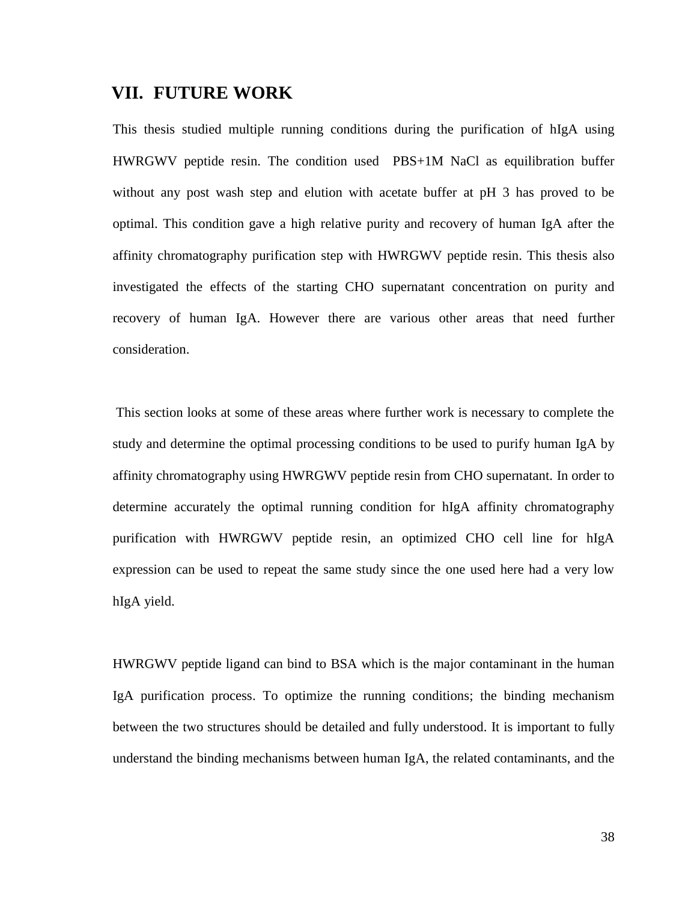# VII. FUTURE WORK

This thesis studied multiple running conditions during the purification of hIgA using HWRGWV peptide resin. The condition used PBS+1M NaCl as equilibration buffer without any post wash step and elution with acetate buffer at pH 3 has proved to be optimal. This condition gave a high relative purity and recovery of human IgA after the affinity chromatography purification step with HWRGWV peptide resin. This thesis also investigated the effects of the starting CHO supernatant concentration on purity and recovery of human IgA. However there are various other areas that need further consideration.

This section looks at some of these areas where further work is necessary to complete the study and determine the optimal processing conditions to be used to purify human IgA by affinity chromatography using HWRGWV peptide resin from CHO supernatant. In order to determine accurately the optimal running condition for hIgA affinity chromatography purification with HWRGWV peptide resin, an optimized CHO cell line for hIgA expression can be used to repeat the same study since the one used here had a very low hIgA yield.

HWRGWV peptide ligand can bind to BSA which is the major contaminant in the human IgA purification process. To optimize the running conditions; the binding mechanism between the two structures should be detailed and fully understood. It is important to fully understand the binding mechanisms between human IgA, the related contaminants, and the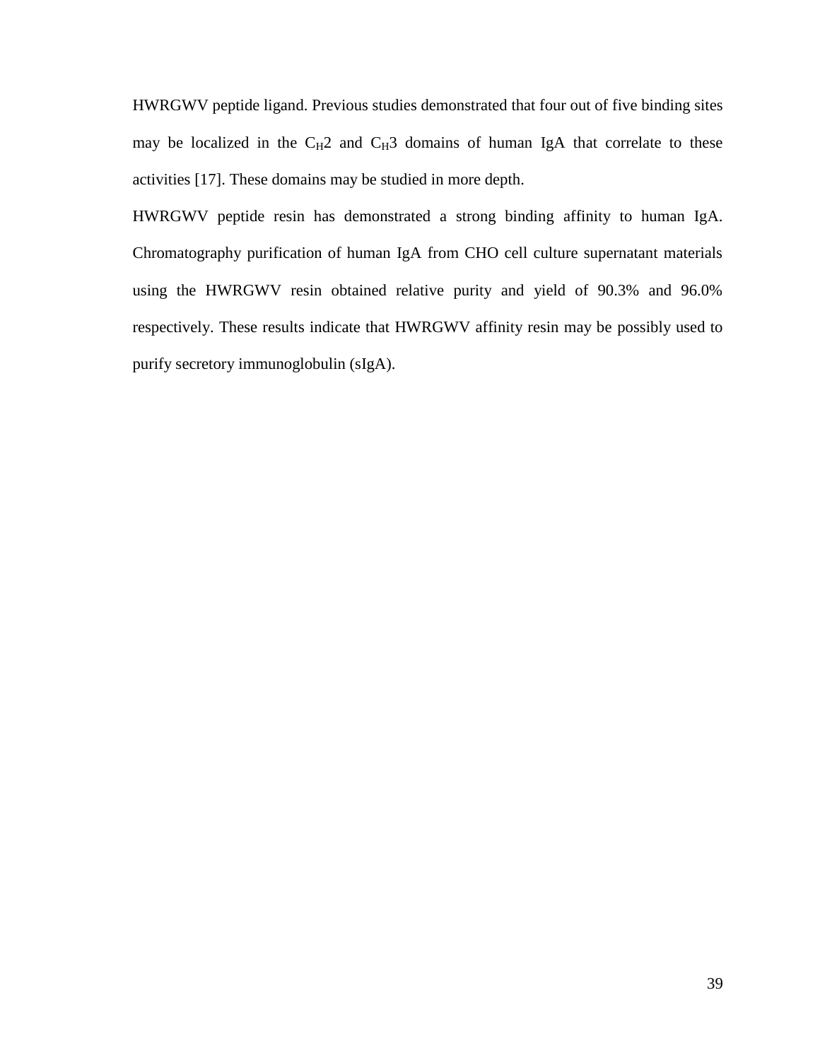HWRGWV peptide ligand. Previous studies demonstrated that four out of five binding sites may be localized in the $C_H2$ and $C_H3$ domains of human IgA that correlate to these activities [17]. These domains may be studied in more depth.

HWRGWV peptide resin has demonstrated a strong binding affinity to human IgA. Chromatography purification of human IgA from CHO cell culture supernatant materials using the HWRGWV resin obtained relative purity and yield of 90.3% and 96.0% respectively. These results indicate that HWRGWV affinity resin may be possibly used to purify secretory immunoglobulin (sIgA).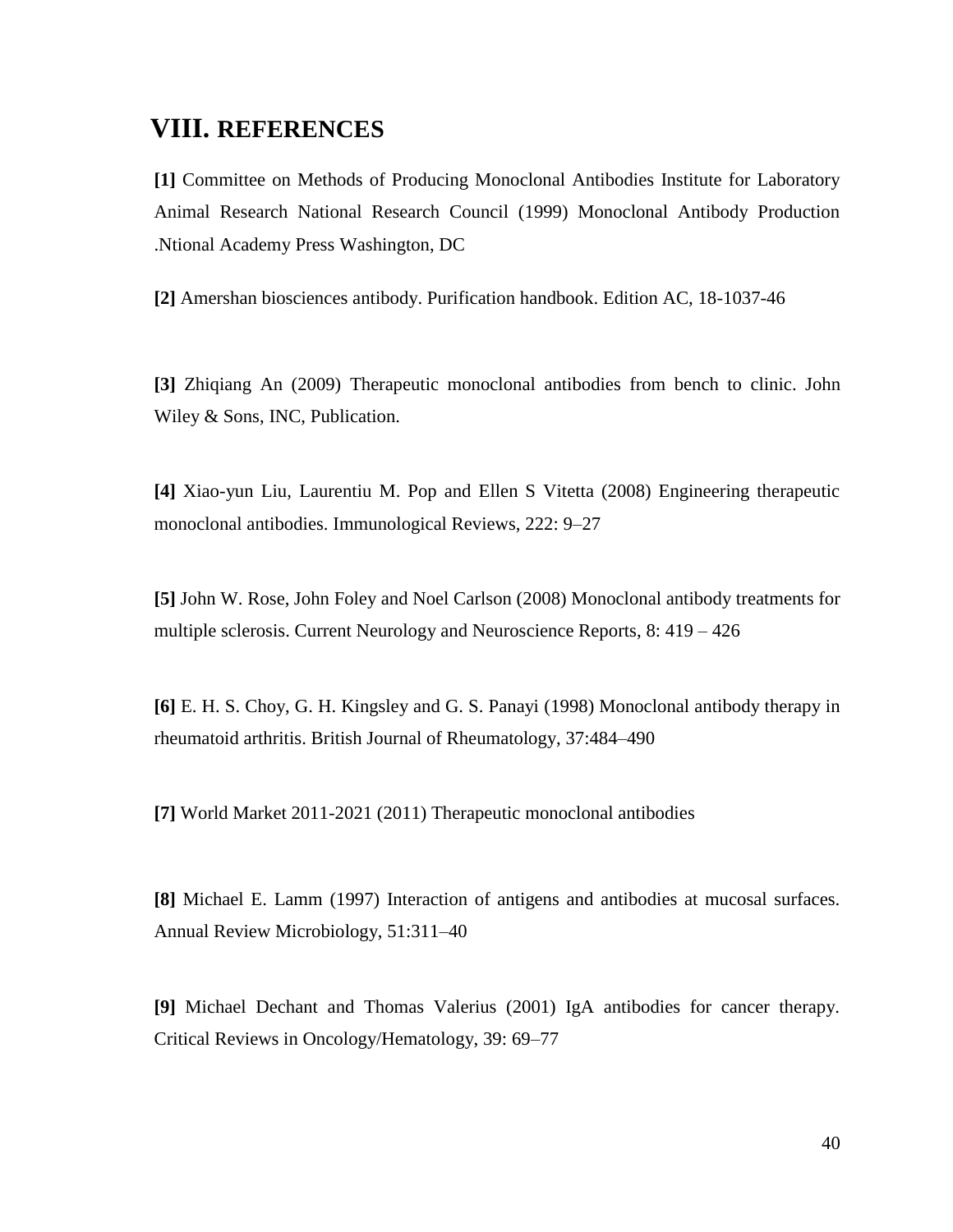# VIII. REFERENCES

**[1]** Committee on Methods of Producing Monoclonal Antibodies Institute for Laboratory Animal Research National Research Council (1999) Monoclonal Antibody Production .Ntional Academy Press Washington, DC

**[2]** Amershan biosciences antibody. Purification handbook. Edition AC, 18-1037-46

**[3]** Zhiqiang An (2009) Therapeutic monoclonal antibodies from bench to clinic. John Wiley & Sons, INC, Publication.

**[4]** Xiao-yun Liu, Laurentiu M. Pop and Ellen S Vitetta (2008) Engineering therapeutic monoclonal antibodies. Immunological Reviews, 222: 9–27

**[5]** John W. Rose, John Foley and Noel Carlson (2008) Monoclonal antibody treatments for multiple sclerosis. Current Neurology and Neuroscience Reports, 8: 419 – 426

**[6]** E. H. S. Choy, G. H. Kingsley and G. S. Panayi (1998) Monoclonal antibody therapy in rheumatoid arthritis. British Journal of Rheumatology, 37:484–490

**[7]** World Market 2011-2021 (2011) Therapeutic monoclonal antibodies

**[8]** Michael E. Lamm (1997) Interaction of antigens and antibodies at mucosal surfaces. Annual Review Microbiology, 51:311–40

**[9]** Michael Dechant and Thomas Valerius (2001) IgA antibodies for cancer therapy. Critical Reviews in Oncology/Hematology, 39: 69–77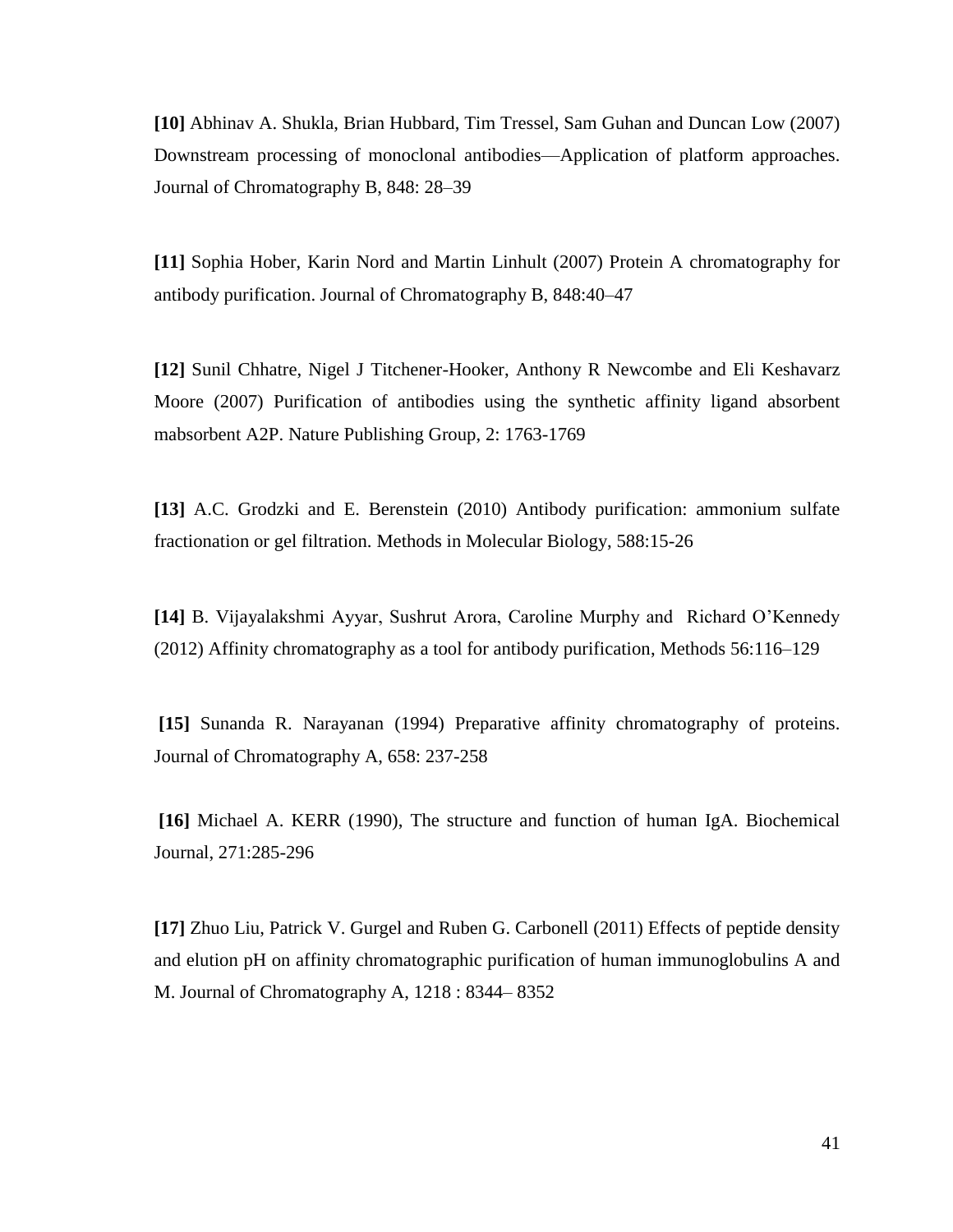**[10]** Abhinav A. Shukla, Brian Hubbard, Tim Tressel, Sam Guhan and Duncan Low (2007) Downstream processing of monoclonal antibodies—Application of platform approaches. Journal of Chromatography B, 848: 28–39

**[11]** Sophia Hober, Karin Nord and Martin Linhult (2007) Protein A chromatography for antibody purification. Journal of Chromatography B, 848:40–47

**[12]** Sunil Chhatre, Nigel J Titchener-Hooker, Anthony R Newcombe and Eli Keshavarz Moore (2007) Purification of antibodies using the synthetic affinity ligand absorbent mabsorbent A2P. Nature Publishing Group, 2: 1763-1769

**[13]** A.C. Grodzki and E. Berenstein (2010) Antibody purification: ammonium sulfate fractionation or gel filtration. Methods in Molecular Biology, 588:15-26

**[14]** B. Vijayalakshmi Ayyar, Sushrut Arora, Caroline Murphy and Richard O'Kennedy (2012) Affinity chromatography as a tool for antibody purification, Methods 56:116–129

**[15]** Sunanda R. Narayanan (1994) Preparative affinity chromatography of proteins. Journal of Chromatography A, 658: 237-258

**[16]** Michael A. KERR (1990), The structure and function of human IgA. Biochemical Journal, 271:285-296

**[17]** Zhuo Liu, Patrick V. Gurgel and Ruben G. Carbonell (2011) Effects of peptide density and elution pH on affinity chromatographic purification of human immunoglobulins A and M. Journal of Chromatography A, 1218 : 8344– 8352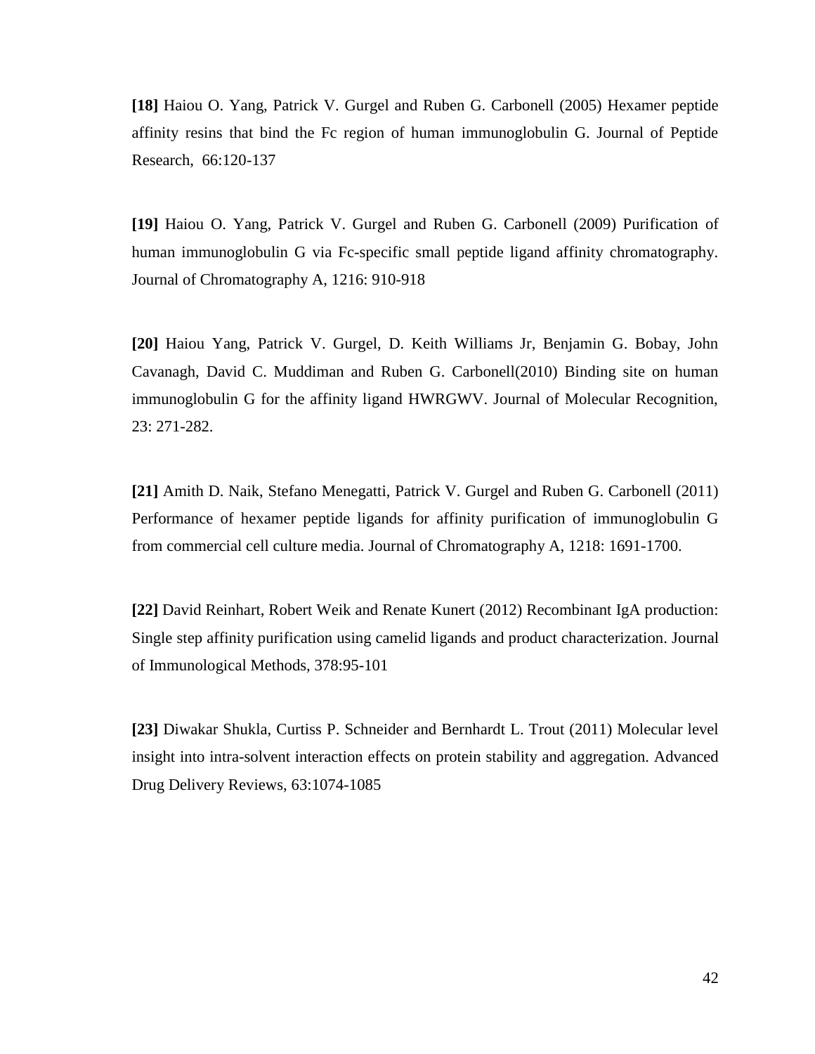**[18]** Haiou O. Yang, Patrick V. Gurgel and Ruben G. Carbonell (2005) Hexamer peptide affinity resins that bind the Fc region of human immunoglobulin G. Journal of Peptide Research, 66:120-137

**[19]** Haiou O. Yang, Patrick V. Gurgel and Ruben G. Carbonell (2009) Purification of human immunoglobulin G via Fc-specific small peptide ligand affinity chromatography. Journal of Chromatography A, 1216: 910-918

**[20]** Haiou Yang, Patrick V. Gurgel, D. Keith Williams Jr, Benjamin G. Bobay, John Cavanagh, David C. Muddiman and Ruben G. Carbonell(2010) Binding site on human immunoglobulin G for the affinity ligand HWRGWV. Journal of Molecular Recognition, 23: 271-282.

**[21]** Amith D. Naik, Stefano Menegatti, Patrick V. Gurgel and Ruben G. Carbonell (2011) Performance of hexamer peptide ligands for affinity purification of immunoglobulin G from commercial cell culture media. Journal of Chromatography A, 1218: 1691-1700.

**[22]** David Reinhart, Robert Weik and Renate Kunert (2012) Recombinant IgA production: Single step affinity purification using camelid ligands and product characterization. Journal of Immunological Methods, 378:95-101

**[23]** Diwakar Shukla, Curtiss P. Schneider and Bernhardt L. Trout (2011) Molecular level insight into intra-solvent interaction effects on protein stability and aggregation. Advanced Drug Delivery Reviews, 63:1074-1085